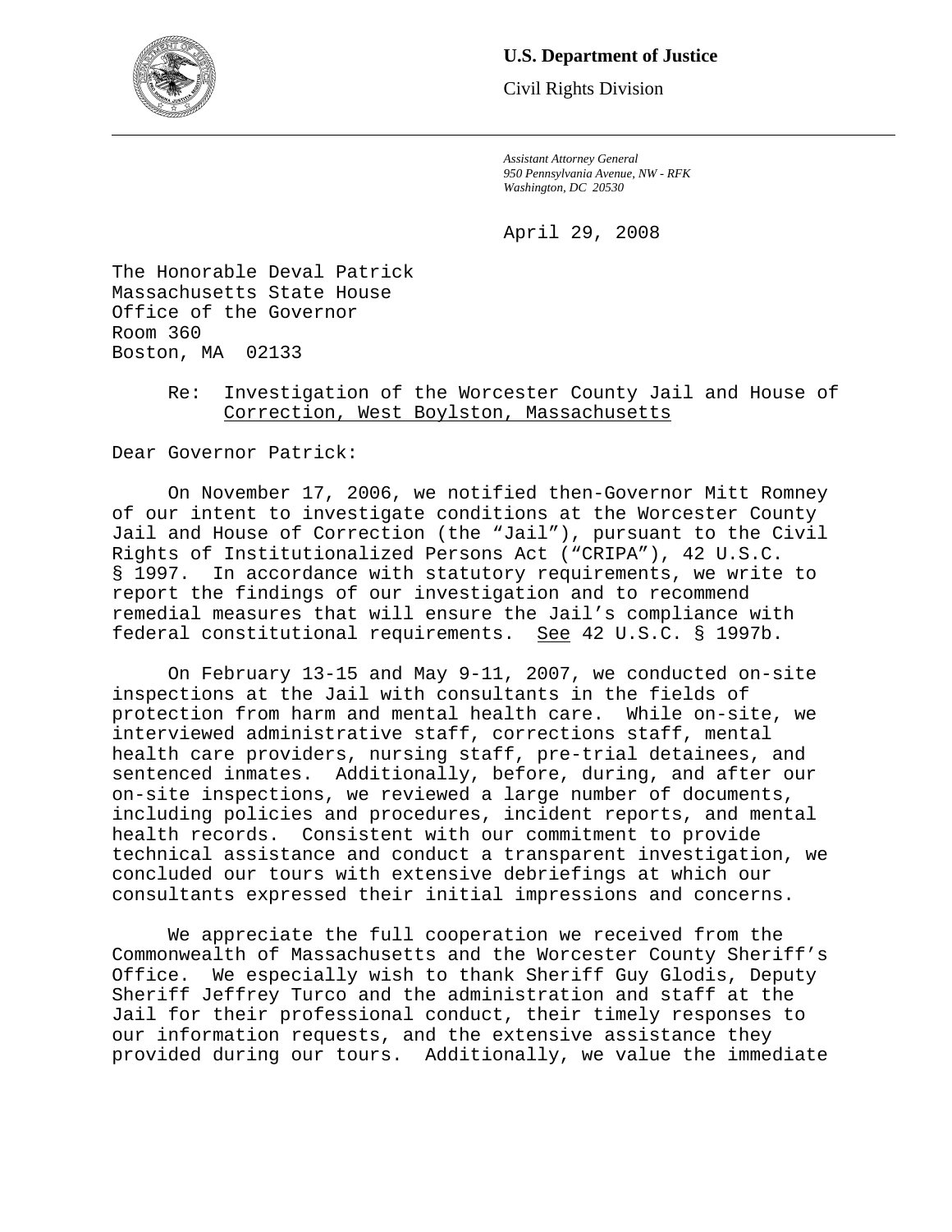**U.S. Department of Justice**

Civil Rights Division

*Assistant Attorney General*
*950 Pennsylvania Avenue, NW - RFK*
*Washington, DC 20530*

April 29, 2008

The Honorable Deval Patrick
Massachusetts State House
Office of the Governor
Room 360
Boston, MA 02133

Re: Investigation of the Worcester County Jail and House of Correction, West Boylston, Massachusetts

Dear Governor Patrick:

On November 17, 2006, we notified then-Governor Mitt Romney of our intent to investigate conditions at the Worcester County Jail and House of Correction (the "Jail"), pursuant to the Civil Rights of Institutionalized Persons Act ("CRIPA"), 42 U.S.C. § 1997. In accordance with statutory requirements, we write to report the findings of our investigation and to recommend remedial measures that will ensure the Jail's compliance with federal constitutional requirements. See 42 U.S.C. § 1997b.

On February 13-15 and May 9-11, 2007, we conducted on-site inspections at the Jail with consultants in the fields of protection from harm and mental health care. While on-site, we interviewed administrative staff, corrections staff, mental health care providers, nursing staff, pre-trial detainees, and sentenced inmates. Additionally, before, during, and after our on-site inspections, we reviewed a large number of documents, including policies and procedures, incident reports, and mental health records. Consistent with our commitment to provide technical assistance and conduct a transparent investigation, we concluded our tours with extensive debriefings at which our consultants expressed their initial impressions and concerns.

We appreciate the full cooperation we received from the Commonwealth of Massachusetts and the Worcester County Sheriff's Office. We especially wish to thank Sheriff Guy Glodis, Deputy Sheriff Jeffrey Turco and the administration and staff at the Jail for their professional conduct, their timely responses to our information requests, and the extensive assistance they provided during our tours. Additionally, we value the immediate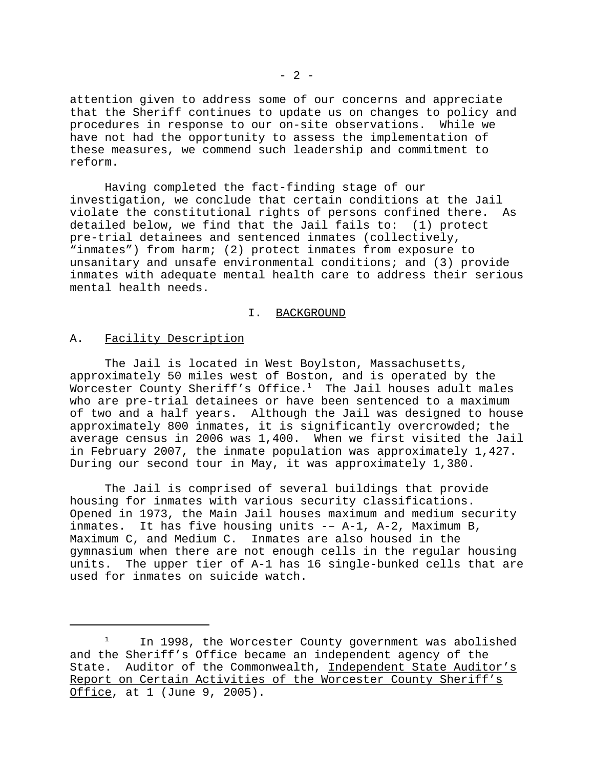attention given to address some of our concerns and appreciate that the Sheriff continues to update us on changes to policy and procedures in response to our on-site observations. While we have not had the opportunity to assess the implementation of these measures, we commend such leadership and commitment to reform.

Having completed the fact-finding stage of our investigation, we conclude that certain conditions at the Jail violate the constitutional rights of persons confined there. As detailed below, we find that the Jail fails to: (1) protect pre-trial detainees and sentenced inmates (collectively, "inmates") from harm; (2) protect inmates from exposure to unsanitary and unsafe environmental conditions; and (3) provide inmates with adequate mental health care to address their serious mental health needs.

## I. BACKGROUND

### A. Facility Description

The Jail is located in West Boylston, Massachusetts, approximately 50 miles west of Boston, and is operated by the Worcester County Sheriff's Office.[1] The Jail houses adult males who are pre-trial detainees or have been sentenced to a maximum of two and a half years. Although the Jail was designed to house approximately 800 inmates, it is significantly overcrowded; the average census in 2006 was 1,400. When we first visited the Jail in February 2007, the inmate population was approximately 1,427. During our second tour in May, it was approximately 1,380.

The Jail is comprised of several buildings that provide housing for inmates with various security classifications. Opened in 1973, the Main Jail houses maximum and medium security inmates. It has five housing units -– A-1, A-2, Maximum B, Maximum C, and Medium C. Inmates are also housed in the gymnasium when there are not enough cells in the regular housing units. The upper tier of A-1 has 16 single-bunked cells that are used for inmates on suicide watch.

---

[1] In 1998, the Worcester County government was abolished and the Sheriff's Office became an independent agency of the State. Auditor of the Commonwealth, Independent State Auditor's Report on Certain Activities of the Worcester County Sheriff's Office, at 1 (June 9, 2005).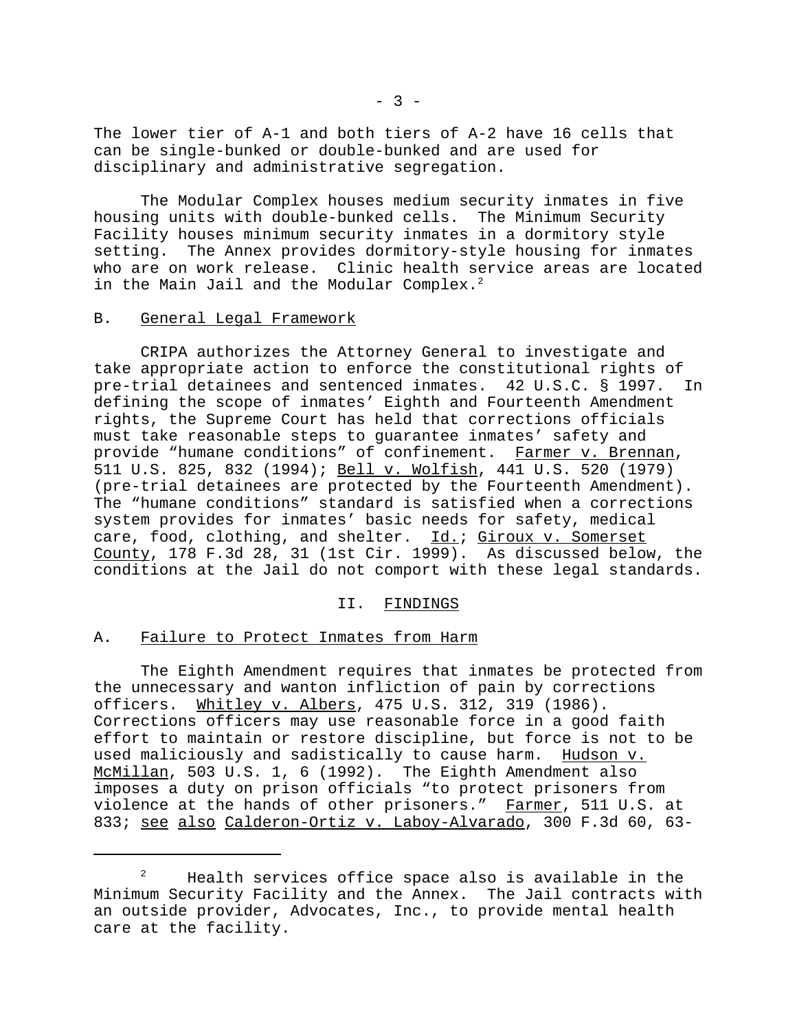The lower tier of A-1 and both tiers of A-2 have 16 cells that can be single-bunked or double-bunked and are used for disciplinary and administrative segregation.

The Modular Complex houses medium security inmates in five housing units with double-bunked cells. The Minimum Security Facility houses minimum security inmates in a dormitory style setting. The Annex provides dormitory-style housing for inmates who are on work release. Clinic health service areas are located in the Main Jail and the Modular Complex.[2]

## B. General Legal Framework

CRIPA authorizes the Attorney General to investigate and take appropriate action to enforce the constitutional rights of pre-trial detainees and sentenced inmates. 42 U.S.C. § 1997. In defining the scope of inmates' Eighth and Fourteenth Amendment rights, the Supreme Court has held that corrections officials must take reasonable steps to guarantee inmates' safety and provide "humane conditions" of confinement. Farmer v. Brennan, 511 U.S. 825, 832 (1994); Bell v. Wolfish, 441 U.S. 520 (1979) (pre-trial detainees are protected by the Fourteenth Amendment). The "humane conditions" standard is satisfied when a corrections system provides for inmates' basic needs for safety, medical care, food, clothing, and shelter. Id.; Giroux v. Somerset County, 178 F.3d 28, 31 (1st Cir. 1999). As discussed below, the conditions at the Jail do not comport with these legal standards.

# II. FINDINGS

## A. Failure to Protect Inmates from Harm

The Eighth Amendment requires that inmates be protected from the unnecessary and wanton infliction of pain by corrections officers. Whitley v. Albers, 475 U.S. 312, 319 (1986). Corrections officers may use reasonable force in a good faith effort to maintain or restore discipline, but force is not to be used maliciously and sadistically to cause harm. Hudson v. McMillan, 503 U.S. 1, 6 (1992). The Eighth Amendment also imposes a duty on prison officials "to protect prisoners from violence at the hands of other prisoners." Farmer, 511 U.S. at 833; see also Calderon-Ortiz v. Laboy-Alvarado, 300 F.3d 60, 63-

---

[2] Health services office space also is available in the Minimum Security Facility and the Annex. The Jail contracts with an outside provider, Advocates, Inc., to provide mental health care at the facility.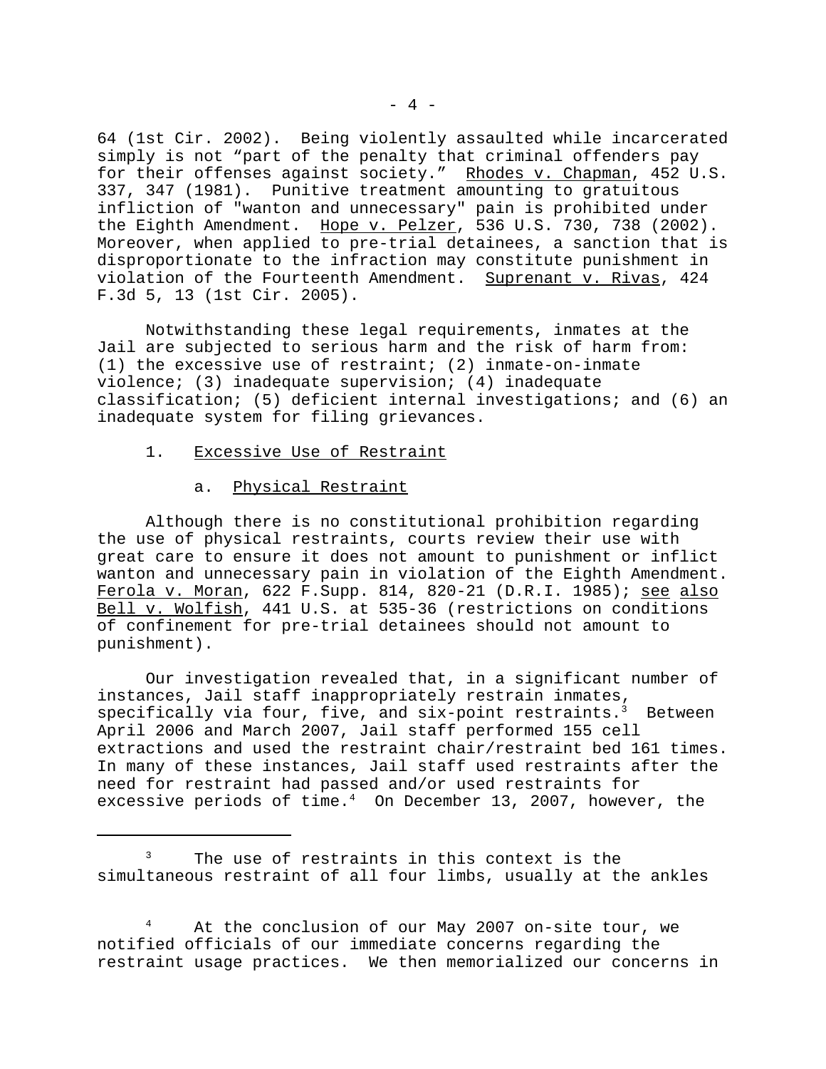64 (1st Cir. 2002). Being violently assaulted while incarcerated simply is not "part of the penalty that criminal offenders pay for their offenses against society." Rhodes v. Chapman, 452 U.S. 337, 347 (1981). Punitive treatment amounting to gratuitous infliction of "wanton and unnecessary" pain is prohibited under the Eighth Amendment. Hope v. Pelzer, 536 U.S. 730, 738 (2002). Moreover, when applied to pre-trial detainees, a sanction that is disproportionate to the infraction may constitute punishment in violation of the Fourteenth Amendment. Suprenant v. Rivas, 424 F.3d 5, 13 (1st Cir. 2005).

Notwithstanding these legal requirements, inmates at the Jail are subjected to serious harm and the risk of harm from: (1) the excessive use of restraint; (2) inmate-on-inmate violence; (3) inadequate supervision; (4) inadequate classification; (5) deficient internal investigations; and (6) an inadequate system for filing grievances.

1. Excessive Use of Restraint

a. Physical Restraint

Although there is no constitutional prohibition regarding the use of physical restraints, courts review their use with great care to ensure it does not amount to punishment or inflict wanton and unnecessary pain in violation of the Eighth Amendment. Ferola v. Moran, 622 F.Supp. 814, 820-21 (D.R.I. 1985); see also Bell v. Wolfish, 441 U.S. at 535-36 (restrictions on conditions of confinement for pre-trial detainees should not amount to punishment).

Our investigation revealed that, in a significant number of instances, Jail staff inappropriately restrain inmates, specifically via four, five, and six-point restraints.[3] Between April 2006 and March 2007, Jail staff performed 155 cell extractions and used the restraint chair/restraint bed 161 times. In many of these instances, Jail staff used restraints after the need for restraint had passed and/or used restraints for excessive periods of time.[4] On December 13, 2007, however, the

[3] The use of restraints in this context is the simultaneous restraint of all four limbs, usually at the ankles

[4] At the conclusion of our May 2007 on-site tour, we notified officials of our immediate concerns regarding the restraint usage practices. We then memorialized our concerns in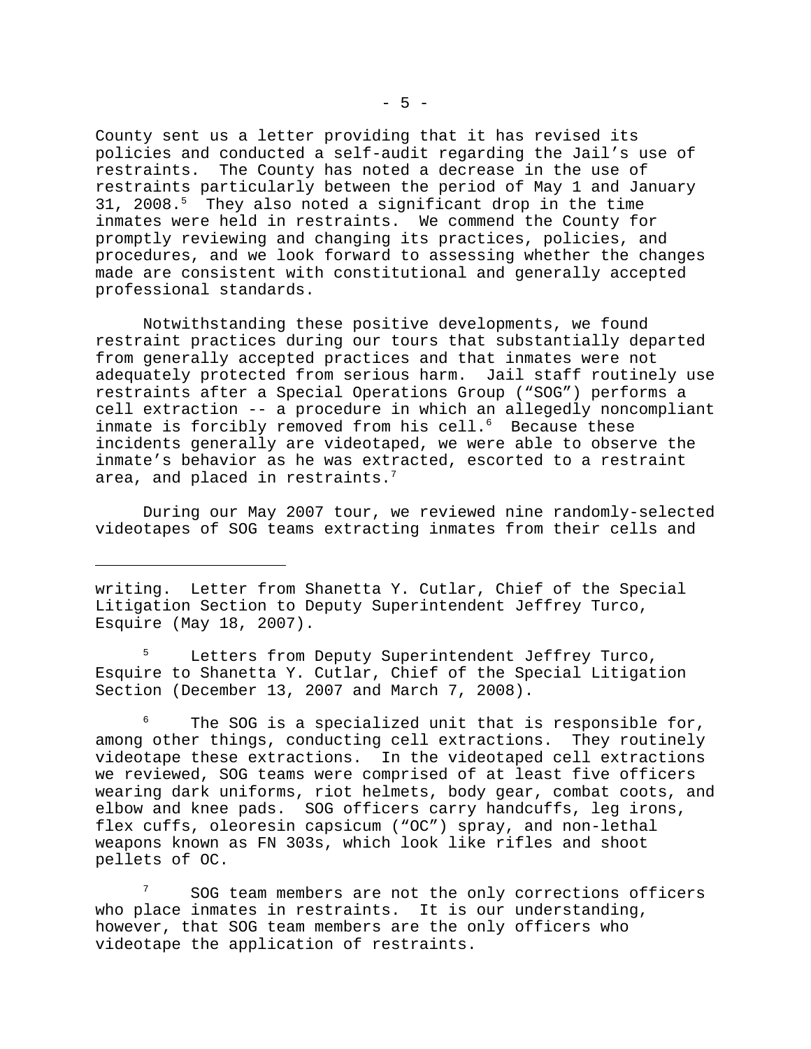County sent us a letter providing that it has revised its policies and conducted a self-audit regarding the Jail's use of restraints. The County has noted a decrease in the use of restraints particularly between the period of May 1 and January 31, 2008.[5] They also noted a significant drop in the time inmates were held in restraints. We commend the County for promptly reviewing and changing its practices, policies, and procedures, and we look forward to assessing whether the changes made are consistent with constitutional and generally accepted professional standards.

Notwithstanding these positive developments, we found restraint practices during our tours that substantially departed from generally accepted practices and that inmates were not adequately protected from serious harm. Jail staff routinely use restraints after a Special Operations Group ("SOG") performs a cell extraction -- a procedure in which an allegedly noncompliant inmate is forcibly removed from his cell.[6] Because these incidents generally are videotaped, we were able to observe the inmate's behavior as he was extracted, escorted to a restraint area, and placed in restraints.[7]

During our May 2007 tour, we reviewed nine randomly-selected videotapes of SOG teams extracting inmates from their cells and

---

writing. Letter from Shanetta Y. Cutlar, Chief of the Special Litigation Section to Deputy Superintendent Jeffrey Turco, Esquire (May 18, 2007).

[5] Letters from Deputy Superintendent Jeffrey Turco, Esquire to Shanetta Y. Cutlar, Chief of the Special Litigation Section (December 13, 2007 and March 7, 2008).

[6] The SOG is a specialized unit that is responsible for, among other things, conducting cell extractions. They routinely videotape these extractions. In the videotaped cell extractions we reviewed, SOG teams were comprised of at least five officers wearing dark uniforms, riot helmets, body gear, combat coots, and elbow and knee pads. SOG officers carry handcuffs, leg irons, flex cuffs, oleoresin capsicum ("OC") spray, and non-lethal weapons known as FN 303s, which look like rifles and shoot pellets of OC.

[7] SOG team members are not the only corrections officers who place inmates in restraints. It is our understanding, however, that SOG team members are the only officers who videotape the application of restraints.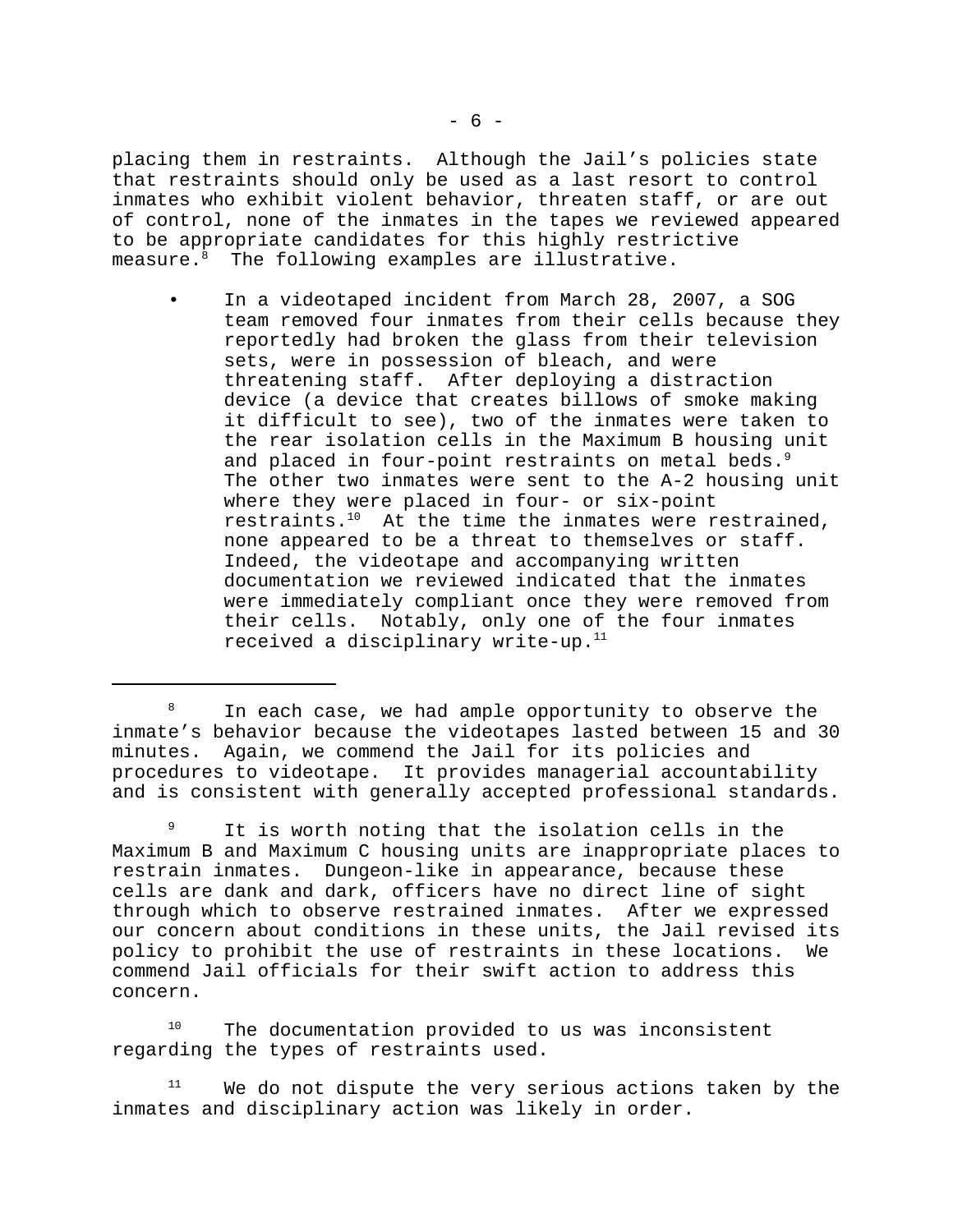placing them in restraints. Although the Jail's policies state that restraints should only be used as a last resort to control inmates who exhibit violent behavior, threaten staff, or are out of control, none of the inmates in the tapes we reviewed appeared to be appropriate candidates for this highly restrictive measure.[8] The following examples are illustrative.

- In a videotaped incident from March 28, 2007, a SOG team removed four inmates from their cells because they reportedly had broken the glass from their television sets, were in possession of bleach, and were threatening staff. After deploying a distraction device (a device that creates billows of smoke making it difficult to see), two of the inmates were taken to the rear isolation cells in the Maximum B housing unit and placed in four-point restraints on metal beds.[9] The other two inmates were sent to the A-2 housing unit where they were placed in four- or six-point restraints.[10] At the time the inmates were restrained, none appeared to be a threat to themselves or staff. Indeed, the videotape and accompanying written documentation we reviewed indicated that the inmates were immediately compliant once they were removed from their cells. Notably, only one of the four inmates received a disciplinary write-up.[11]

---

[8] In each case, we had ample opportunity to observe the inmate's behavior because the videotapes lasted between 15 and 30 minutes. Again, we commend the Jail for its policies and procedures to videotape. It provides managerial accountability and is consistent with generally accepted professional standards.

[9] It is worth noting that the isolation cells in the Maximum B and Maximum C housing units are inappropriate places to restrain inmates. Dungeon-like in appearance, because these cells are dank and dark, officers have no direct line of sight through which to observe restrained inmates. After we expressed our concern about conditions in these units, the Jail revised its policy to prohibit the use of restraints in these locations. We commend Jail officials for their swift action to address this concern.

[10] The documentation provided to us was inconsistent regarding the types of restraints used.

[11] We do not dispute the very serious actions taken by the inmates and disciplinary action was likely in order.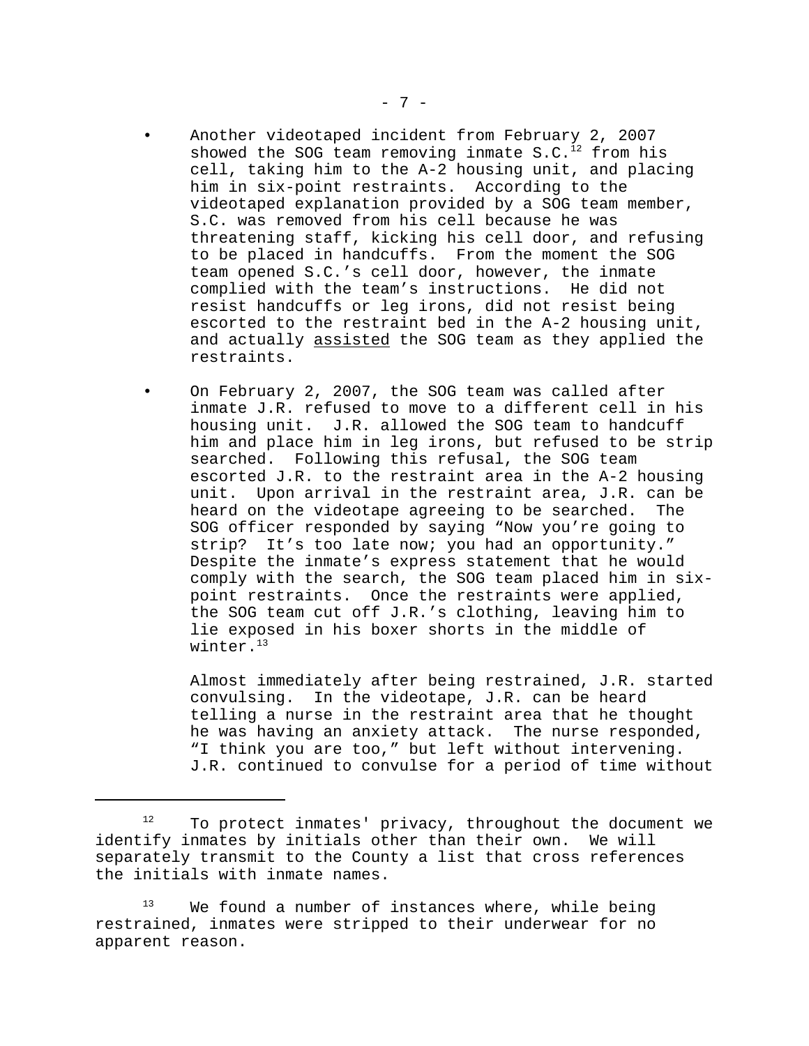- Another videotaped incident from February 2, 2007 showed the SOG team removing inmate S.C.[12] from his cell, taking him to the A-2 housing unit, and placing him in six-point restraints. According to the videotaped explanation provided by a SOG team member, S.C. was removed from his cell because he was threatening staff, kicking his cell door, and refusing to be placed in handcuffs. From the moment the SOG team opened S.C.'s cell door, however, the inmate complied with the team's instructions. He did not resist handcuffs or leg irons, did not resist being escorted to the restraint bed in the A-2 housing unit, and actually <u>assisted</u> the SOG team as they applied the restraints.

- On February 2, 2007, the SOG team was called after inmate J.R. refused to move to a different cell in his housing unit. J.R. allowed the SOG team to handcuff him and place him in leg irons, but refused to be strip searched. Following this refusal, the SOG team escorted J.R. to the restraint area in the A-2 housing unit. Upon arrival in the restraint area, J.R. can be heard on the videotape agreeing to be searched. The SOG officer responded by saying "Now you're going to strip? It's too late now; you had an opportunity." Despite the inmate's express statement that he would comply with the search, the SOG team placed him in six-point restraints. Once the restraints were applied, the SOG team cut off J.R.'s clothing, leaving him to lie exposed in his boxer shorts in the middle of winter.[13]

  Almost immediately after being restrained, J.R. started convulsing. In the videotape, J.R. can be heard telling a nurse in the restraint area that he thought he was having an anxiety attack. The nurse responded, "I think you are too," but left without intervening. J.R. continued to convulse for a period of time without

---

[12] To protect inmates' privacy, throughout the document we identify inmates by initials other than their own. We will separately transmit to the County a list that cross references the initials with inmate names.

[13] We found a number of instances where, while being restrained, inmates were stripped to their underwear for no apparent reason.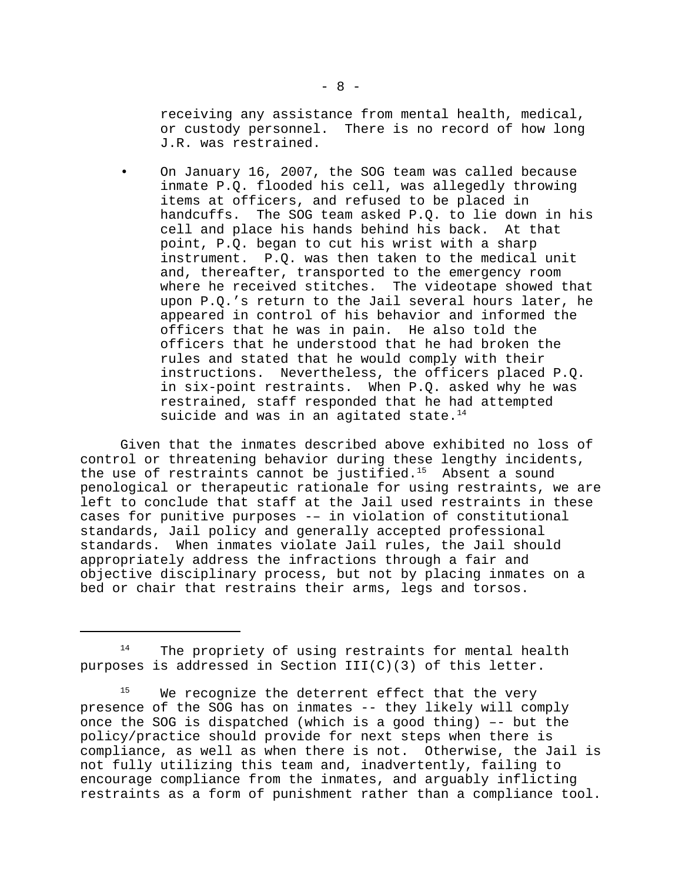receiving any assistance from mental health, medical, or custody personnel. There is no record of how long J.R. was restrained.

- On January 16, 2007, the SOG team was called because inmate P.Q. flooded his cell, was allegedly throwing items at officers, and refused to be placed in handcuffs. The SOG team asked P.Q. to lie down in his cell and place his hands behind his back. At that point, P.Q. began to cut his wrist with a sharp instrument. P.Q. was then taken to the medical unit and, thereafter, transported to the emergency room where he received stitches. The videotape showed that upon P.Q.'s return to the Jail several hours later, he appeared in control of his behavior and informed the officers that he was in pain. He also told the officers that he understood that he had broken the rules and stated that he would comply with their instructions. Nevertheless, the officers placed P.Q. in six-point restraints. When P.Q. asked why he was restrained, staff responded that he had attempted suicide and was in an agitated state.[14]

Given that the inmates described above exhibited no loss of control or threatening behavior during these lengthy incidents, the use of restraints cannot be justified.[15] Absent a sound penological or therapeutic rationale for using restraints, we are left to conclude that staff at the Jail used restraints in these cases for punitive purposes -– in violation of constitutional standards, Jail policy and generally accepted professional standards. When inmates violate Jail rules, the Jail should appropriately address the infractions through a fair and objective disciplinary process, but not by placing inmates on a bed or chair that restrains their arms, legs and torsos.

---

[14] The propriety of using restraints for mental health purposes is addressed in Section III(C)(3) of this letter.

[15] We recognize the deterrent effect that the very presence of the SOG has on inmates -- they likely will comply once the SOG is dispatched (which is a good thing) –- but the policy/practice should provide for next steps when there is compliance, as well as when there is not. Otherwise, the Jail is not fully utilizing this team and, inadvertently, failing to encourage compliance from the inmates, and arguably inflicting restraints as a form of punishment rather than a compliance tool.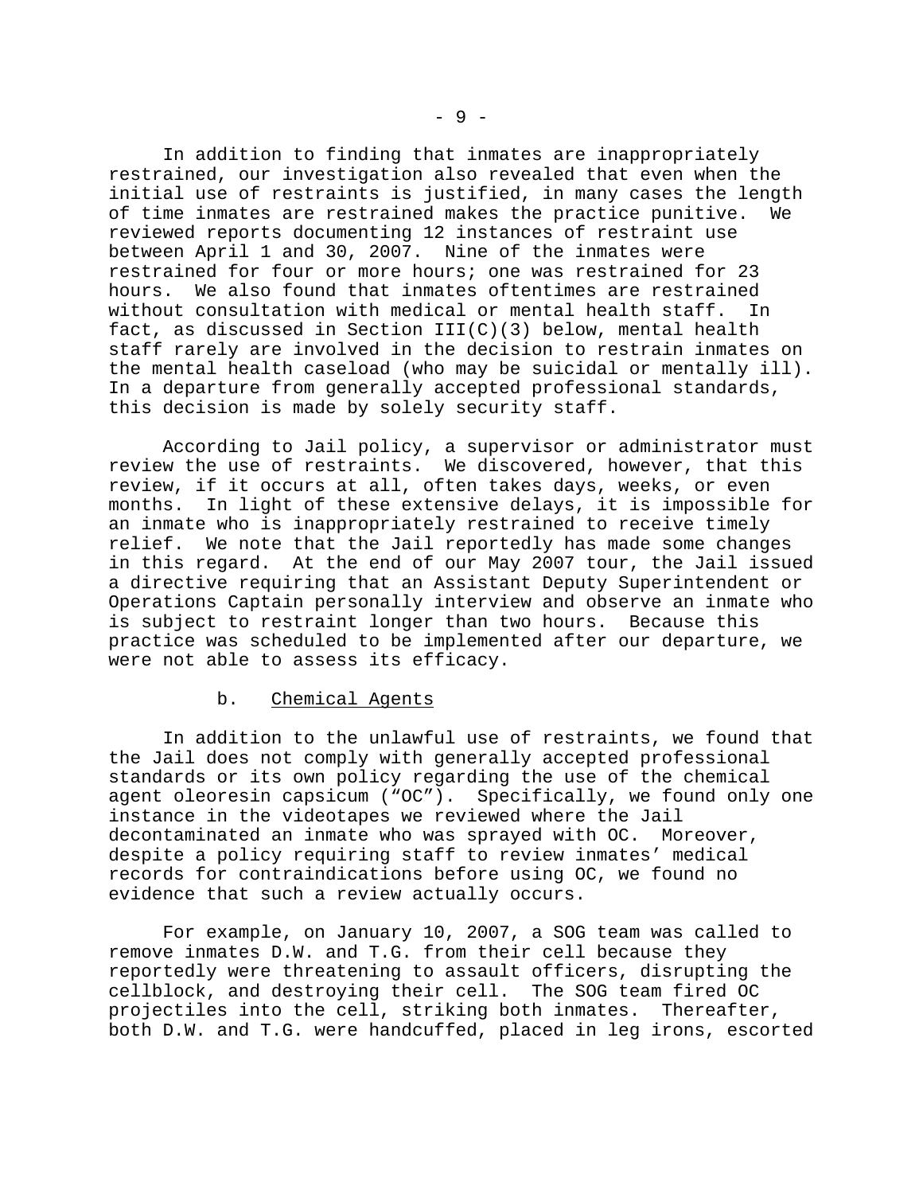In addition to finding that inmates are inappropriately restrained, our investigation also revealed that even when the initial use of restraints is justified, in many cases the length of time inmates are restrained makes the practice punitive. We reviewed reports documenting 12 instances of restraint use between April 1 and 30, 2007. Nine of the inmates were restrained for four or more hours; one was restrained for 23 hours. We also found that inmates oftentimes are restrained without consultation with medical or mental health staff. In fact, as discussed in Section III(C)(3) below, mental health staff rarely are involved in the decision to restrain inmates on the mental health caseload (who may be suicidal or mentally ill). In a departure from generally accepted professional standards, this decision is made by solely security staff.

According to Jail policy, a supervisor or administrator must review the use of restraints. We discovered, however, that this review, if it occurs at all, often takes days, weeks, or even months. In light of these extensive delays, it is impossible for an inmate who is inappropriately restrained to receive timely relief. We note that the Jail reportedly has made some changes in this regard. At the end of our May 2007 tour, the Jail issued a directive requiring that an Assistant Deputy Superintendent or Operations Captain personally interview and observe an inmate who is subject to restraint longer than two hours. Because this practice was scheduled to be implemented after our departure, we were not able to assess its efficacy.

b. Chemical Agents

In addition to the unlawful use of restraints, we found that the Jail does not comply with generally accepted professional standards or its own policy regarding the use of the chemical agent oleoresin capsicum ("OC"). Specifically, we found only one instance in the videotapes we reviewed where the Jail decontaminated an inmate who was sprayed with OC. Moreover, despite a policy requiring staff to review inmates' medical records for contraindications before using OC, we found no evidence that such a review actually occurs.

For example, on January 10, 2007, a SOG team was called to remove inmates D.W. and T.G. from their cell because they reportedly were threatening to assault officers, disrupting the cellblock, and destroying their cell. The SOG team fired OC projectiles into the cell, striking both inmates. Thereafter, both D.W. and T.G. were handcuffed, placed in leg irons, escorted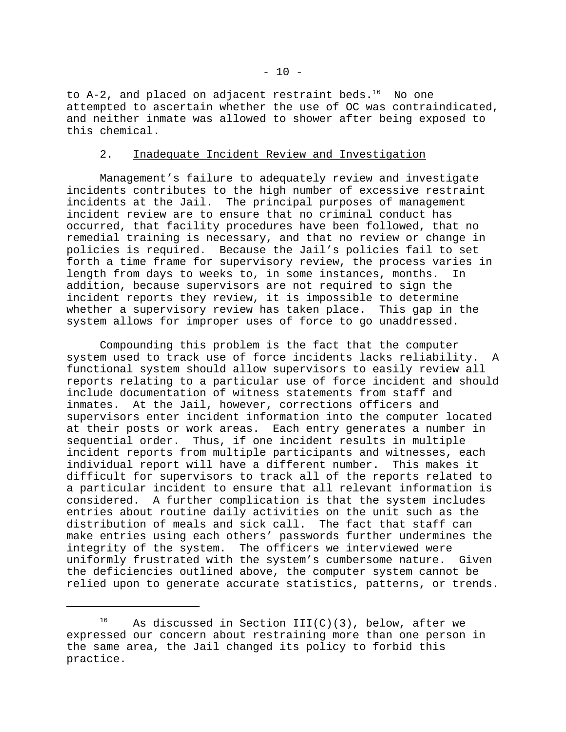to A-2, and placed on adjacent restraint beds.[16] No one attempted to ascertain whether the use of OC was contraindicated, and neither inmate was allowed to shower after being exposed to this chemical.

### 2. Inadequate Incident Review and Investigation

Management's failure to adequately review and investigate incidents contributes to the high number of excessive restraint incidents at the Jail. The principal purposes of management incident review are to ensure that no criminal conduct has occurred, that facility procedures have been followed, that no remedial training is necessary, and that no review or change in policies is required. Because the Jail's policies fail to set forth a time frame for supervisory review, the process varies in length from days to weeks to, in some instances, months. In addition, because supervisors are not required to sign the incident reports they review, it is impossible to determine whether a supervisory review has taken place. This gap in the system allows for improper uses of force to go unaddressed.

Compounding this problem is the fact that the computer system used to track use of force incidents lacks reliability. A functional system should allow supervisors to easily review all reports relating to a particular use of force incident and should include documentation of witness statements from staff and inmates. At the Jail, however, corrections officers and supervisors enter incident information into the computer located at their posts or work areas. Each entry generates a number in sequential order. Thus, if one incident results in multiple incident reports from multiple participants and witnesses, each individual report will have a different number. This makes it difficult for supervisors to track all of the reports related to a particular incident to ensure that all relevant information is considered. A further complication is that the system includes entries about routine daily activities on the unit such as the distribution of meals and sick call. The fact that staff can make entries using each others' passwords further undermines the integrity of the system. The officers we interviewed were uniformly frustrated with the system's cumbersome nature. Given the deficiencies outlined above, the computer system cannot be relied upon to generate accurate statistics, patterns, or trends.

---

[16] As discussed in Section III(C)(3), below, after we expressed our concern about restraining more than one person in the same area, the Jail changed its policy to forbid this practice.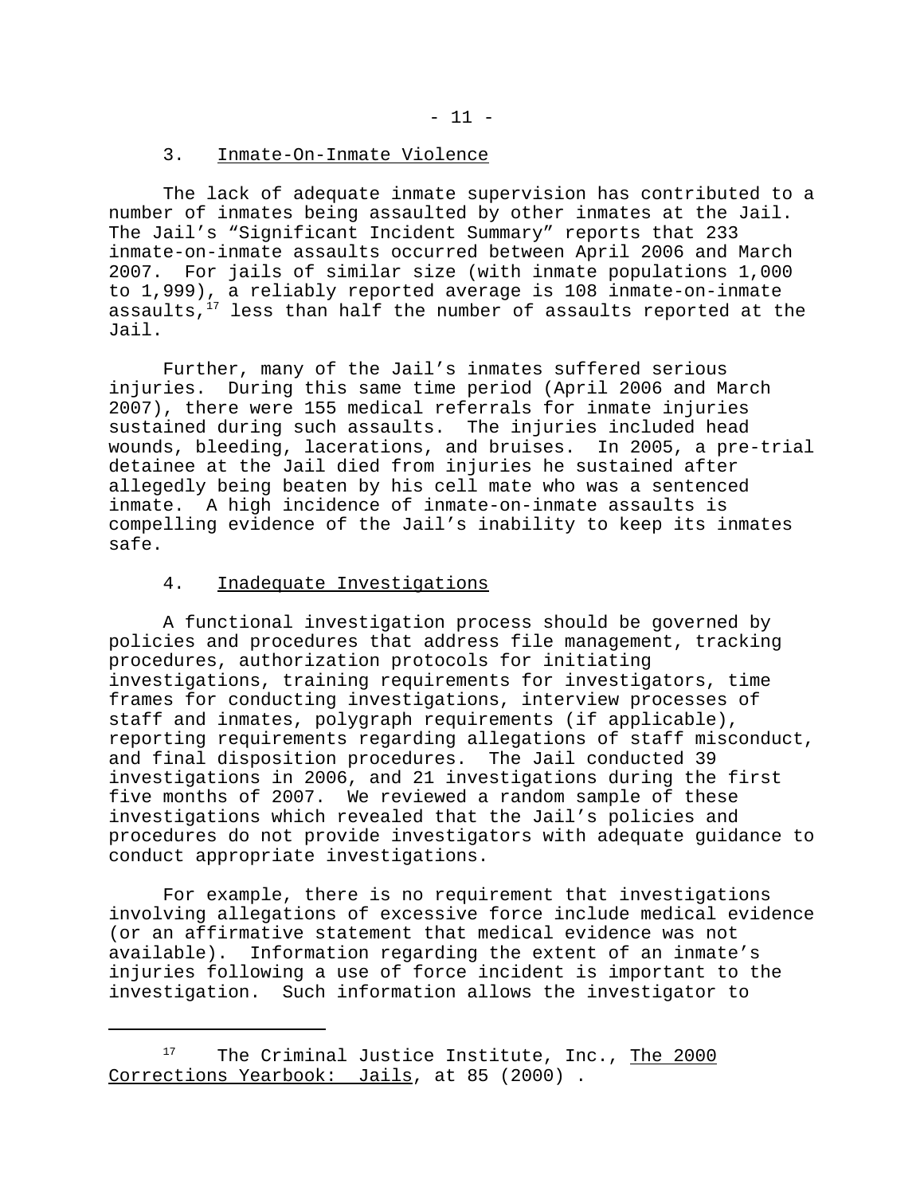### 3. Inmate-On-Inmate Violence

The lack of adequate inmate supervision has contributed to a number of inmates being assaulted by other inmates at the Jail. The Jail's "Significant Incident Summary" reports that 233 inmate-on-inmate assaults occurred between April 2006 and March 2007. For jails of similar size (with inmate populations 1,000 to 1,999), a reliably reported average is 108 inmate-on-inmate assaults,[17] less than half the number of assaults reported at the Jail.

Further, many of the Jail's inmates suffered serious injuries. During this same time period (April 2006 and March 2007), there were 155 medical referrals for inmate injuries sustained during such assaults. The injuries included head wounds, bleeding, lacerations, and bruises. In 2005, a pre-trial detainee at the Jail died from injuries he sustained after allegedly being beaten by his cell mate who was a sentenced inmate. A high incidence of inmate-on-inmate assaults is compelling evidence of the Jail's inability to keep its inmates safe.

### 4. Inadequate Investigations

A functional investigation process should be governed by policies and procedures that address file management, tracking procedures, authorization protocols for initiating investigations, training requirements for investigators, time frames for conducting investigations, interview processes of staff and inmates, polygraph requirements (if applicable), reporting requirements regarding allegations of staff misconduct, and final disposition procedures. The Jail conducted 39 investigations in 2006, and 21 investigations during the first five months of 2007. We reviewed a random sample of these investigations which revealed that the Jail's policies and procedures do not provide investigators with adequate guidance to conduct appropriate investigations.

For example, there is no requirement that investigations involving allegations of excessive force include medical evidence (or an affirmative statement that medical evidence was not available). Information regarding the extent of an inmate's injuries following a use of force incident is important to the investigation. Such information allows the investigator to

---

[17] The Criminal Justice Institute, Inc., The 2000 Corrections Yearbook: Jails, at 85 (2000) .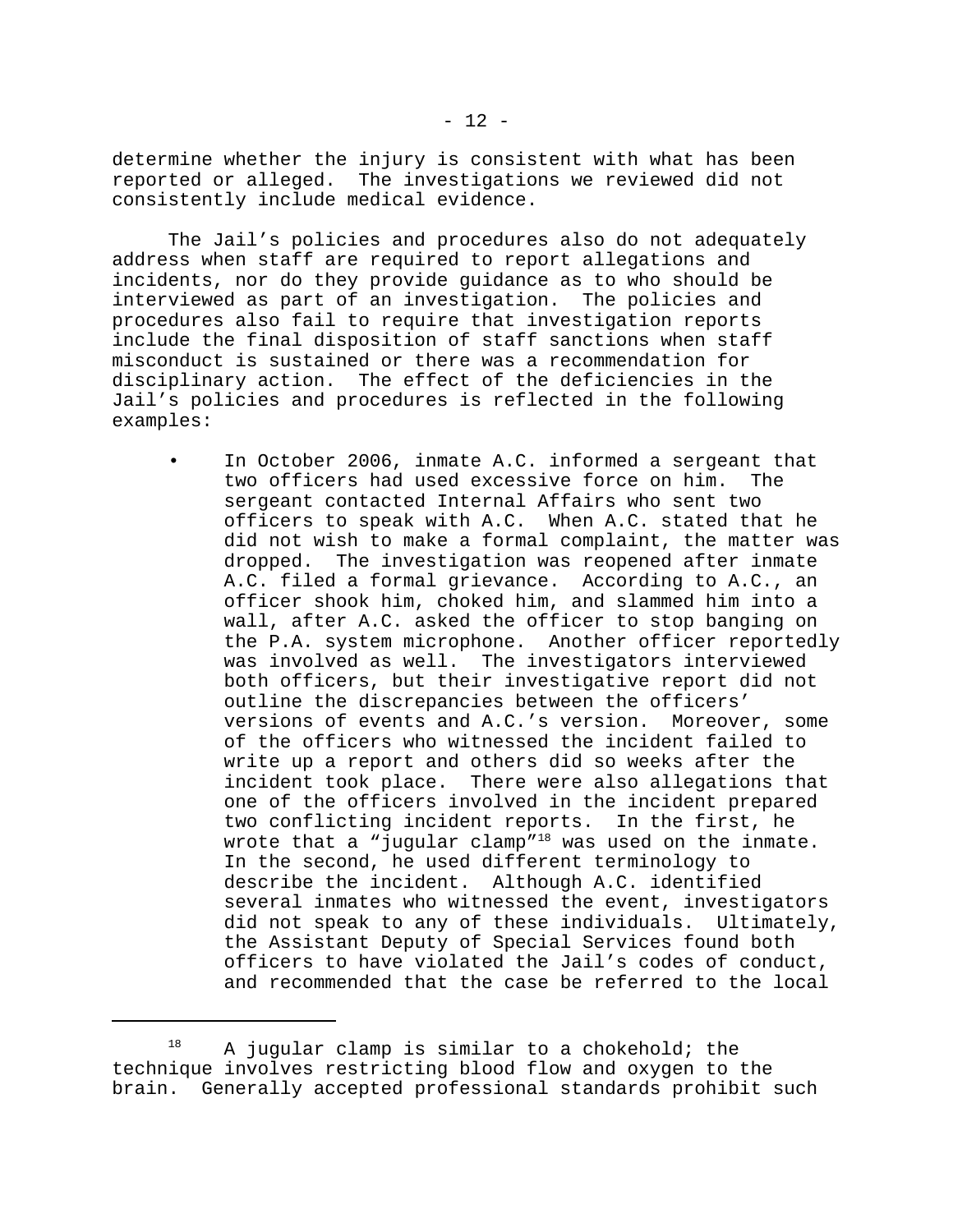determine whether the injury is consistent with what has been reported or alleged. The investigations we reviewed did not consistently include medical evidence.

The Jail's policies and procedures also do not adequately address when staff are required to report allegations and incidents, nor do they provide guidance as to who should be interviewed as part of an investigation. The policies and procedures also fail to require that investigation reports include the final disposition of staff sanctions when staff misconduct is sustained or there was a recommendation for disciplinary action. The effect of the deficiencies in the Jail's policies and procedures is reflected in the following examples:

- In October 2006, inmate A.C. informed a sergeant that two officers had used excessive force on him. The sergeant contacted Internal Affairs who sent two officers to speak with A.C. When A.C. stated that he did not wish to make a formal complaint, the matter was dropped. The investigation was reopened after inmate A.C. filed a formal grievance. According to A.C., an officer shook him, choked him, and slammed him into a wall, after A.C. asked the officer to stop banging on the P.A. system microphone. Another officer reportedly was involved as well. The investigators interviewed both officers, but their investigative report did not outline the discrepancies between the officers' versions of events and A.C.'s version. Moreover, some of the officers who witnessed the incident failed to write up a report and others did so weeks after the incident took place. There were also allegations that one of the officers involved in the incident prepared two conflicting incident reports. In the first, he wrote that a "jugular clamp"[18] was used on the inmate. In the second, he used different terminology to describe the incident. Although A.C. identified several inmates who witnessed the event, investigators did not speak to any of these individuals. Ultimately, the Assistant Deputy of Special Services found both officers to have violated the Jail's codes of conduct, and recommended that the case be referred to the local

---

[18] A jugular clamp is similar to a chokehold; the technique involves restricting blood flow and oxygen to the brain. Generally accepted professional standards prohibit such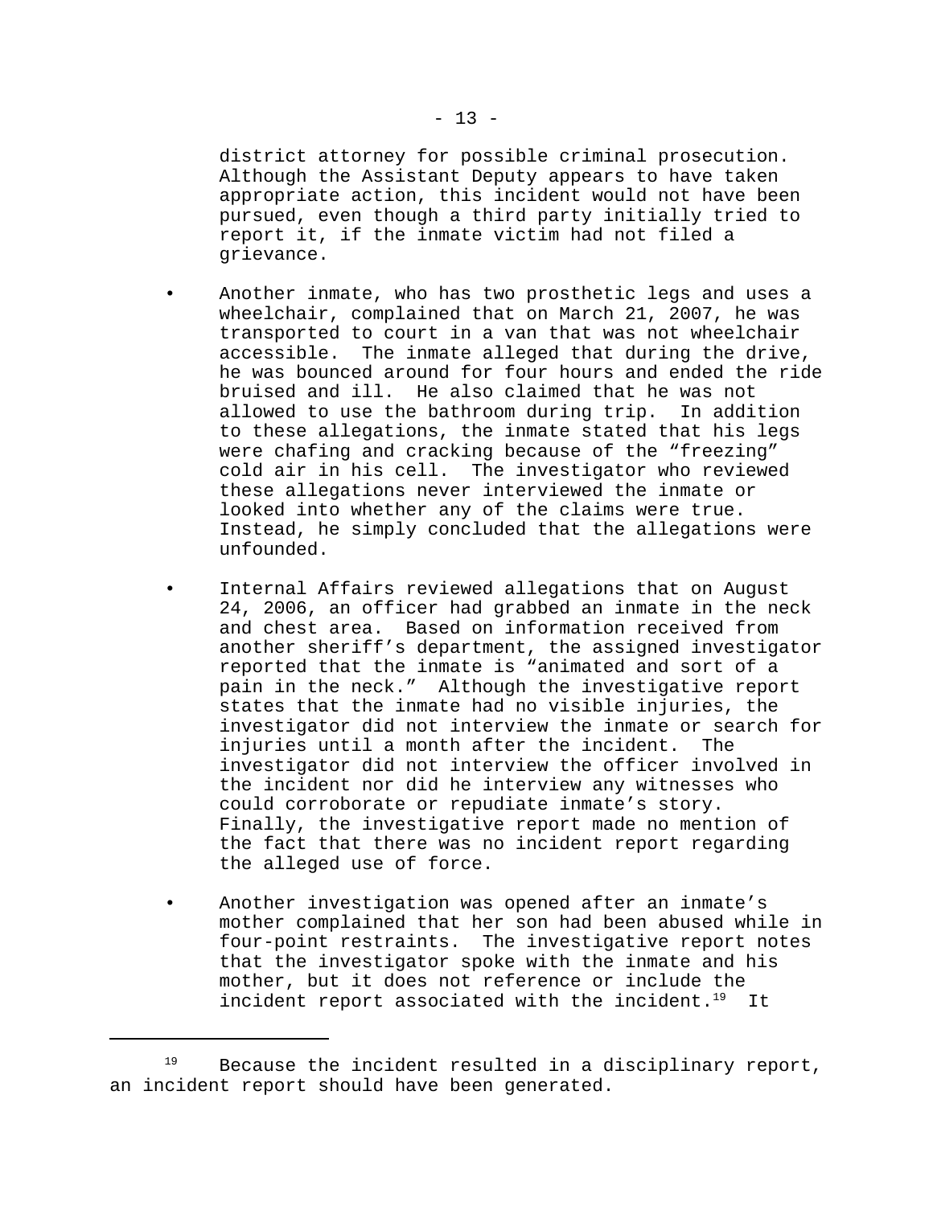district attorney for possible criminal prosecution. Although the Assistant Deputy appears to have taken appropriate action, this incident would not have been pursued, even though a third party initially tried to report it, if the inmate victim had not filed a grievance.

- Another inmate, who has two prosthetic legs and uses a wheelchair, complained that on March 21, 2007, he was transported to court in a van that was not wheelchair accessible. The inmate alleged that during the drive, he was bounced around for four hours and ended the ride bruised and ill. He also claimed that he was not allowed to use the bathroom during trip. In addition to these allegations, the inmate stated that his legs were chafing and cracking because of the "freezing" cold air in his cell. The investigator who reviewed these allegations never interviewed the inmate or looked into whether any of the claims were true. Instead, he simply concluded that the allegations were unfounded.

- Internal Affairs reviewed allegations that on August 24, 2006, an officer had grabbed an inmate in the neck and chest area. Based on information received from another sheriff's department, the assigned investigator reported that the inmate is "animated and sort of a pain in the neck." Although the investigative report states that the inmate had no visible injuries, the investigator did not interview the inmate or search for injuries until a month after the incident. The investigator did not interview the officer involved in the incident nor did he interview any witnesses who could corroborate or repudiate inmate's story. Finally, the investigative report made no mention of the fact that there was no incident report regarding the alleged use of force.

- Another investigation was opened after an inmate's mother complained that her son had been abused while in four-point restraints. The investigative report notes that the investigator spoke with the inmate and his mother, but it does not reference or include the incident report associated with the incident.[19] It

---

[19] Because the incident resulted in a disciplinary report, an incident report should have been generated.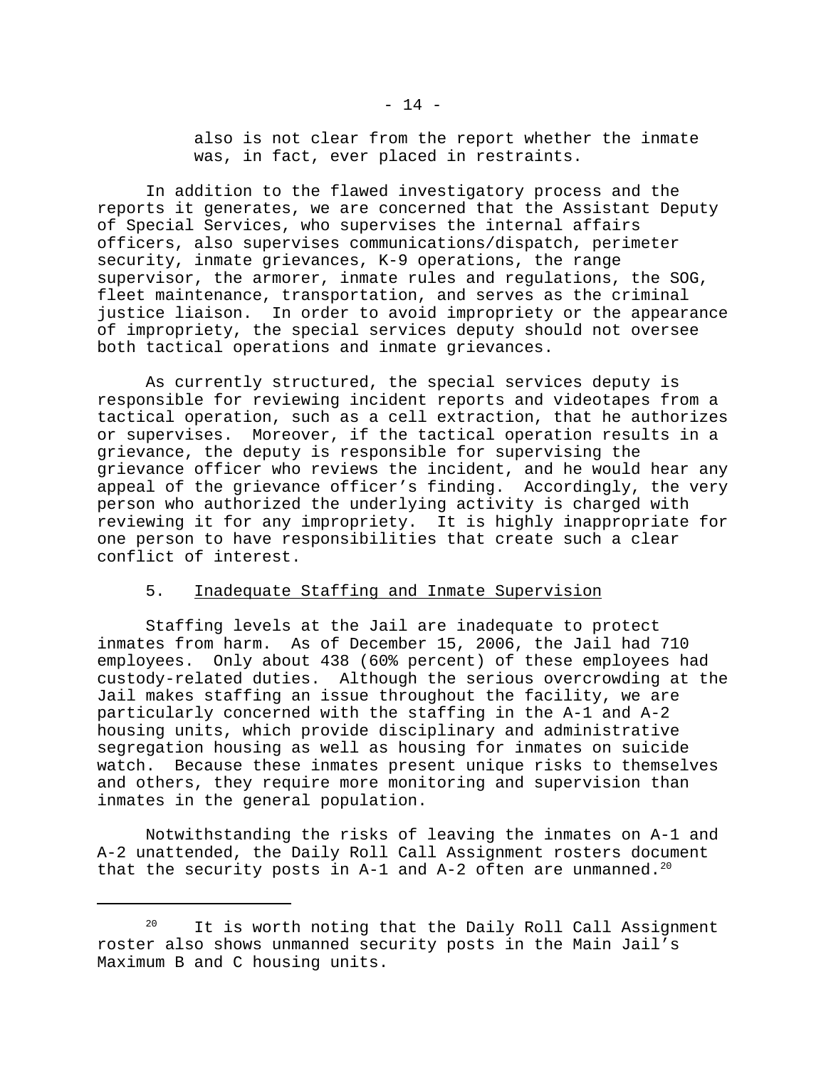also is not clear from the report whether the inmate was, in fact, ever placed in restraints.

In addition to the flawed investigatory process and the reports it generates, we are concerned that the Assistant Deputy of Special Services, who supervises the internal affairs officers, also supervises communications/dispatch, perimeter security, inmate grievances, K-9 operations, the range supervisor, the armorer, inmate rules and regulations, the SOG, fleet maintenance, transportation, and serves as the criminal justice liaison. In order to avoid impropriety or the appearance of impropriety, the special services deputy should not oversee both tactical operations and inmate grievances.

As currently structured, the special services deputy is responsible for reviewing incident reports and videotapes from a tactical operation, such as a cell extraction, that he authorizes or supervises. Moreover, if the tactical operation results in a grievance, the deputy is responsible for supervising the grievance officer who reviews the incident, and he would hear any appeal of the grievance officer's finding. Accordingly, the very person who authorized the underlying activity is charged with reviewing it for any impropriety. It is highly inappropriate for one person to have responsibilities that create such a clear conflict of interest.

5. Inadequate Staffing and Inmate Supervision

Staffing levels at the Jail are inadequate to protect inmates from harm. As of December 15, 2006, the Jail had 710 employees. Only about 438 (60% percent) of these employees had custody-related duties. Although the serious overcrowding at the Jail makes staffing an issue throughout the facility, we are particularly concerned with the staffing in the A-1 and A-2 housing units, which provide disciplinary and administrative segregation housing as well as housing for inmates on suicide watch. Because these inmates present unique risks to themselves and others, they require more monitoring and supervision than inmates in the general population.

Notwithstanding the risks of leaving the inmates on A-1 and A-2 unattended, the Daily Roll Call Assignment rosters document that the security posts in A-1 and A-2 often are unmanned.[20]

[20] It is worth noting that the Daily Roll Call Assignment roster also shows unmanned security posts in the Main Jail's Maximum B and C housing units.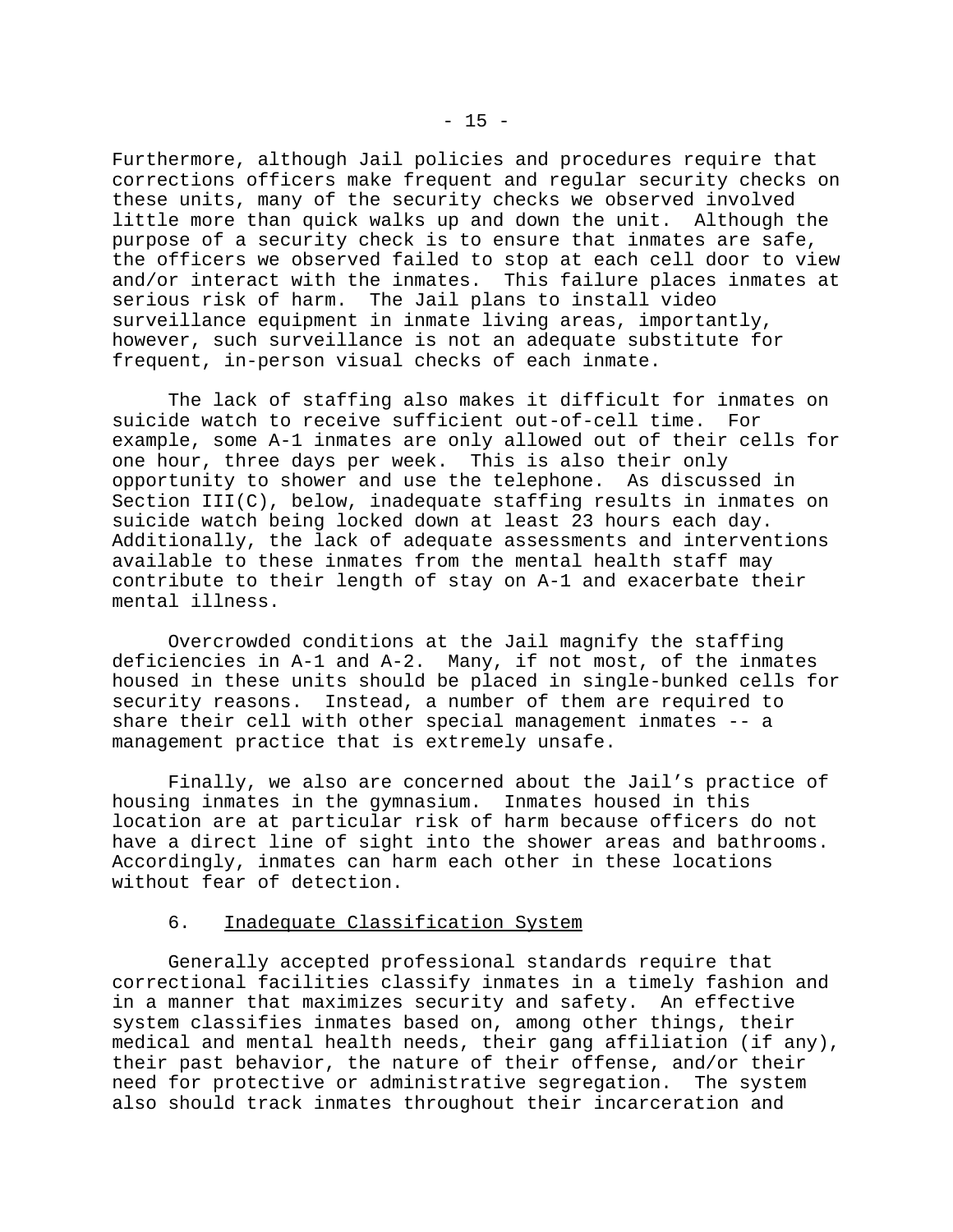Furthermore, although Jail policies and procedures require that corrections officers make frequent and regular security checks on these units, many of the security checks we observed involved little more than quick walks up and down the unit. Although the purpose of a security check is to ensure that inmates are safe, the officers we observed failed to stop at each cell door to view and/or interact with the inmates. This failure places inmates at serious risk of harm. The Jail plans to install video surveillance equipment in inmate living areas, importantly, however, such surveillance is not an adequate substitute for frequent, in-person visual checks of each inmate.

The lack of staffing also makes it difficult for inmates on suicide watch to receive sufficient out-of-cell time. For example, some A-1 inmates are only allowed out of their cells for one hour, three days per week. This is also their only opportunity to shower and use the telephone. As discussed in Section III(C), below, inadequate staffing results in inmates on suicide watch being locked down at least 23 hours each day. Additionally, the lack of adequate assessments and interventions available to these inmates from the mental health staff may contribute to their length of stay on A-1 and exacerbate their mental illness.

Overcrowded conditions at the Jail magnify the staffing deficiencies in A-1 and A-2. Many, if not most, of the inmates housed in these units should be placed in single-bunked cells for security reasons. Instead, a number of them are required to share their cell with other special management inmates -- a management practice that is extremely unsafe.

Finally, we also are concerned about the Jail's practice of housing inmates in the gymnasium. Inmates housed in this location are at particular risk of harm because officers do not have a direct line of sight into the shower areas and bathrooms. Accordingly, inmates can harm each other in these locations without fear of detection.

### 6. Inadequate Classification System

Generally accepted professional standards require that correctional facilities classify inmates in a timely fashion and in a manner that maximizes security and safety. An effective system classifies inmates based on, among other things, their medical and mental health needs, their gang affiliation (if any), their past behavior, the nature of their offense, and/or their need for protective or administrative segregation. The system also should track inmates throughout their incarceration and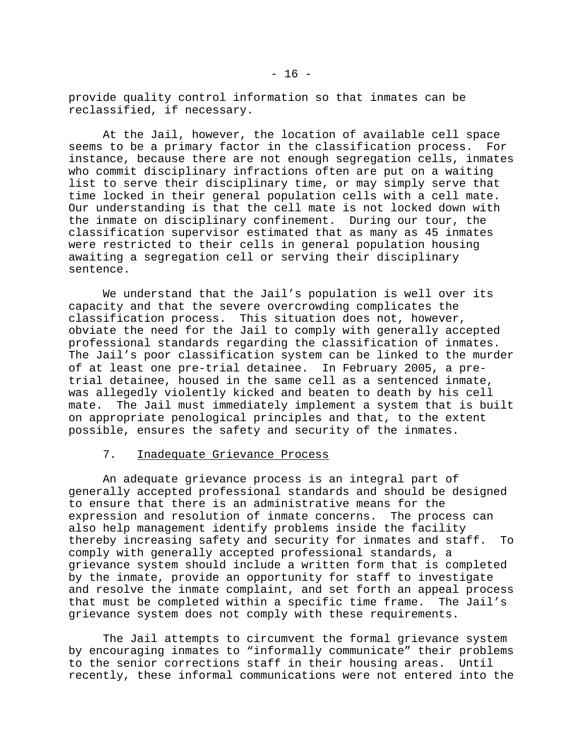provide quality control information so that inmates can be reclassified, if necessary.

At the Jail, however, the location of available cell space seems to be a primary factor in the classification process. For instance, because there are not enough segregation cells, inmates who commit disciplinary infractions often are put on a waiting list to serve their disciplinary time, or may simply serve that time locked in their general population cells with a cell mate. Our understanding is that the cell mate is not locked down with the inmate on disciplinary confinement. During our tour, the classification supervisor estimated that as many as 45 inmates were restricted to their cells in general population housing awaiting a segregation cell or serving their disciplinary sentence.

We understand that the Jail's population is well over its capacity and that the severe overcrowding complicates the classification process. This situation does not, however, obviate the need for the Jail to comply with generally accepted professional standards regarding the classification of inmates. The Jail's poor classification system can be linked to the murder of at least one pre-trial detainee. In February 2005, a pre-trial detainee, housed in the same cell as a sentenced inmate, was allegedly violently kicked and beaten to death by his cell mate. The Jail must immediately implement a system that is built on appropriate penological principles and that, to the extent possible, ensures the safety and security of the inmates.

7. <u>Inadequate Grievance Process</u>

An adequate grievance process is an integral part of generally accepted professional standards and should be designed to ensure that there is an administrative means for the expression and resolution of inmate concerns. The process can also help management identify problems inside the facility thereby increasing safety and security for inmates and staff. To comply with generally accepted professional standards, a grievance system should include a written form that is completed by the inmate, provide an opportunity for staff to investigate and resolve the inmate complaint, and set forth an appeal process that must be completed within a specific time frame. The Jail's grievance system does not comply with these requirements.

The Jail attempts to circumvent the formal grievance system by encouraging inmates to "informally communicate" their problems to the senior corrections staff in their housing areas. Until recently, these informal communications were not entered into the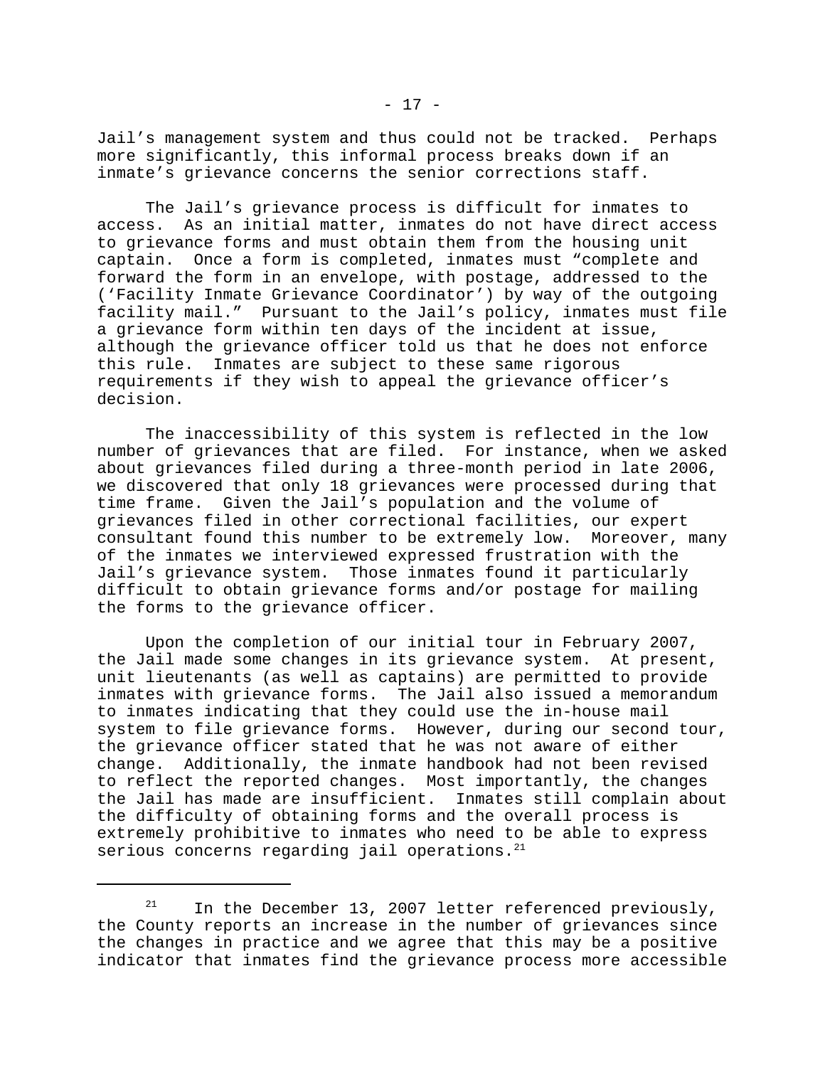Jail's management system and thus could not be tracked. Perhaps more significantly, this informal process breaks down if an inmate's grievance concerns the senior corrections staff.

The Jail's grievance process is difficult for inmates to access. As an initial matter, inmates do not have direct access to grievance forms and must obtain them from the housing unit captain. Once a form is completed, inmates must "complete and forward the form in an envelope, with postage, addressed to the ('Facility Inmate Grievance Coordinator') by way of the outgoing facility mail." Pursuant to the Jail's policy, inmates must file a grievance form within ten days of the incident at issue, although the grievance officer told us that he does not enforce this rule. Inmates are subject to these same rigorous requirements if they wish to appeal the grievance officer's decision.

The inaccessibility of this system is reflected in the low number of grievances that are filed. For instance, when we asked about grievances filed during a three-month period in late 2006, we discovered that only 18 grievances were processed during that time frame. Given the Jail's population and the volume of grievances filed in other correctional facilities, our expert consultant found this number to be extremely low. Moreover, many of the inmates we interviewed expressed frustration with the Jail's grievance system. Those inmates found it particularly difficult to obtain grievance forms and/or postage for mailing the forms to the grievance officer.

Upon the completion of our initial tour in February 2007, the Jail made some changes in its grievance system. At present, unit lieutenants (as well as captains) are permitted to provide inmates with grievance forms. The Jail also issued a memorandum to inmates indicating that they could use the in-house mail system to file grievance forms. However, during our second tour, the grievance officer stated that he was not aware of either change. Additionally, the inmate handbook had not been revised to reflect the reported changes. Most importantly, the changes the Jail has made are insufficient. Inmates still complain about the difficulty of obtaining forms and the overall process is extremely prohibitive to inmates who need to be able to express serious concerns regarding jail operations.[21]

---

[21] In the December 13, 2007 letter referenced previously, the County reports an increase in the number of grievances since the changes in practice and we agree that this may be a positive indicator that inmates find the grievance process more accessible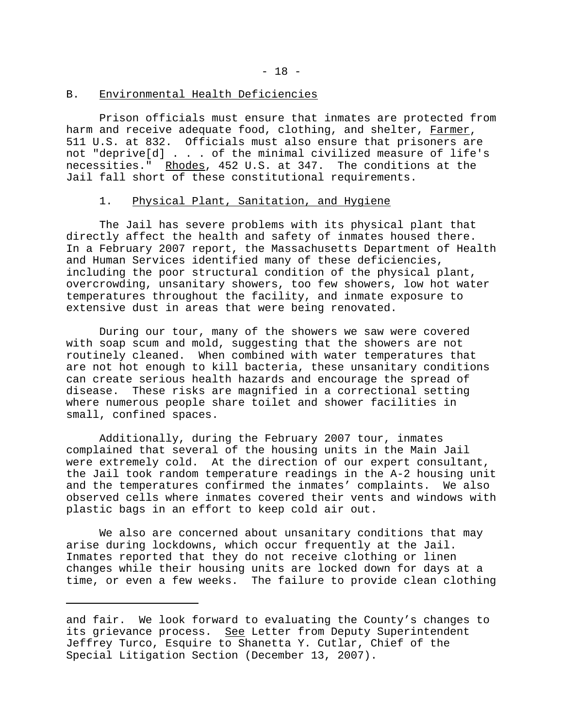## B. Environmental Health Deficiencies

Prison officials must ensure that inmates are protected from harm and receive adequate food, clothing, and shelter, Farmer, 511 U.S. at 832. Officials must also ensure that prisoners are not "deprive[d] . . . of the minimal civilized measure of life's necessities." Rhodes, 452 U.S. at 347. The conditions at the Jail fall short of these constitutional requirements.

### 1. Physical Plant, Sanitation, and Hygiene

The Jail has severe problems with its physical plant that directly affect the health and safety of inmates housed there. In a February 2007 report, the Massachusetts Department of Health and Human Services identified many of these deficiencies, including the poor structural condition of the physical plant, overcrowding, unsanitary showers, too few showers, low hot water temperatures throughout the facility, and inmate exposure to extensive dust in areas that were being renovated.

During our tour, many of the showers we saw were covered with soap scum and mold, suggesting that the showers are not routinely cleaned. When combined with water temperatures that are not hot enough to kill bacteria, these unsanitary conditions can create serious health hazards and encourage the spread of disease. These risks are magnified in a correctional setting where numerous people share toilet and shower facilities in small, confined spaces.

Additionally, during the February 2007 tour, inmates complained that several of the housing units in the Main Jail were extremely cold. At the direction of our expert consultant, the Jail took random temperature readings in the A-2 housing unit and the temperatures confirmed the inmates' complaints. We also observed cells where inmates covered their vents and windows with plastic bags in an effort to keep cold air out.

We also are concerned about unsanitary conditions that may arise during lockdowns, which occur frequently at the Jail. Inmates reported that they do not receive clothing or linen changes while their housing units are locked down for days at a time, or even a few weeks. The failure to provide clean clothing

---

and fair. We look forward to evaluating the County's changes to its grievance process. See Letter from Deputy Superintendent Jeffrey Turco, Esquire to Shanetta Y. Cutlar, Chief of the Special Litigation Section (December 13, 2007).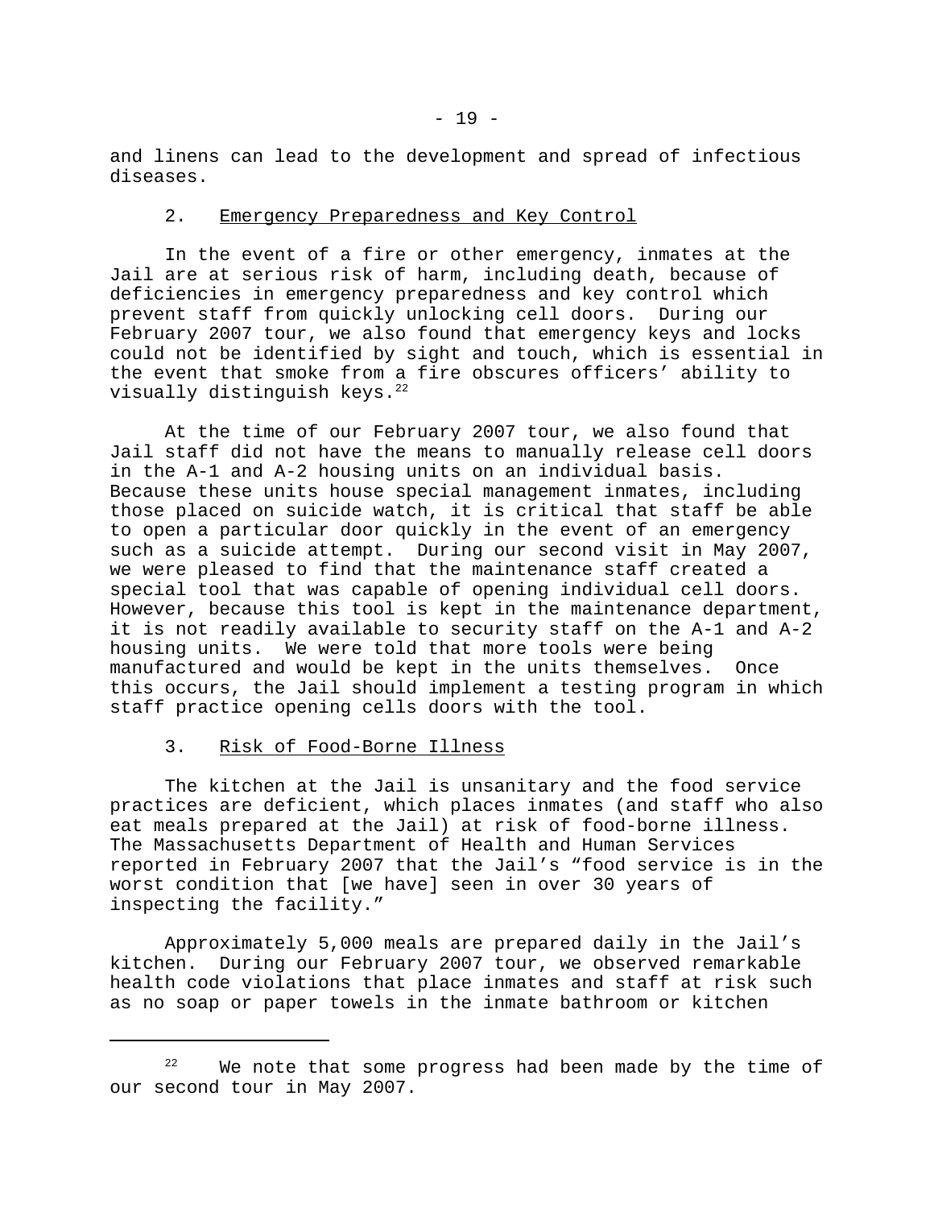and linens can lead to the development and spread of infectious diseases.

2. Emergency Preparedness and Key Control

In the event of a fire or other emergency, inmates at the Jail are at serious risk of harm, including death, because of deficiencies in emergency preparedness and key control which prevent staff from quickly unlocking cell doors. During our February 2007 tour, we also found that emergency keys and locks could not be identified by sight and touch, which is essential in the event that smoke from a fire obscures officers' ability to visually distinguish keys.[22]

At the time of our February 2007 tour, we also found that Jail staff did not have the means to manually release cell doors in the A-1 and A-2 housing units on an individual basis. Because these units house special management inmates, including those placed on suicide watch, it is critical that staff be able to open a particular door quickly in the event of an emergency such as a suicide attempt. During our second visit in May 2007, we were pleased to find that the maintenance staff created a special tool that was capable of opening individual cell doors. However, because this tool is kept in the maintenance department, it is not readily available to security staff on the A-1 and A-2 housing units. We were told that more tools were being manufactured and would be kept in the units themselves. Once this occurs, the Jail should implement a testing program in which staff practice opening cells doors with the tool.

3. Risk of Food-Borne Illness

The kitchen at the Jail is unsanitary and the food service practices are deficient, which places inmates (and staff who also eat meals prepared at the Jail) at risk of food-borne illness. The Massachusetts Department of Health and Human Services reported in February 2007 that the Jail's "food service is in the worst condition that [we have] seen in over 30 years of inspecting the facility."

Approximately 5,000 meals are prepared daily in the Jail's kitchen. During our February 2007 tour, we observed remarkable health code violations that place inmates and staff at risk such as no soap or paper towels in the inmate bathroom or kitchen

---

[22] We note that some progress had been made by the time of our second tour in May 2007.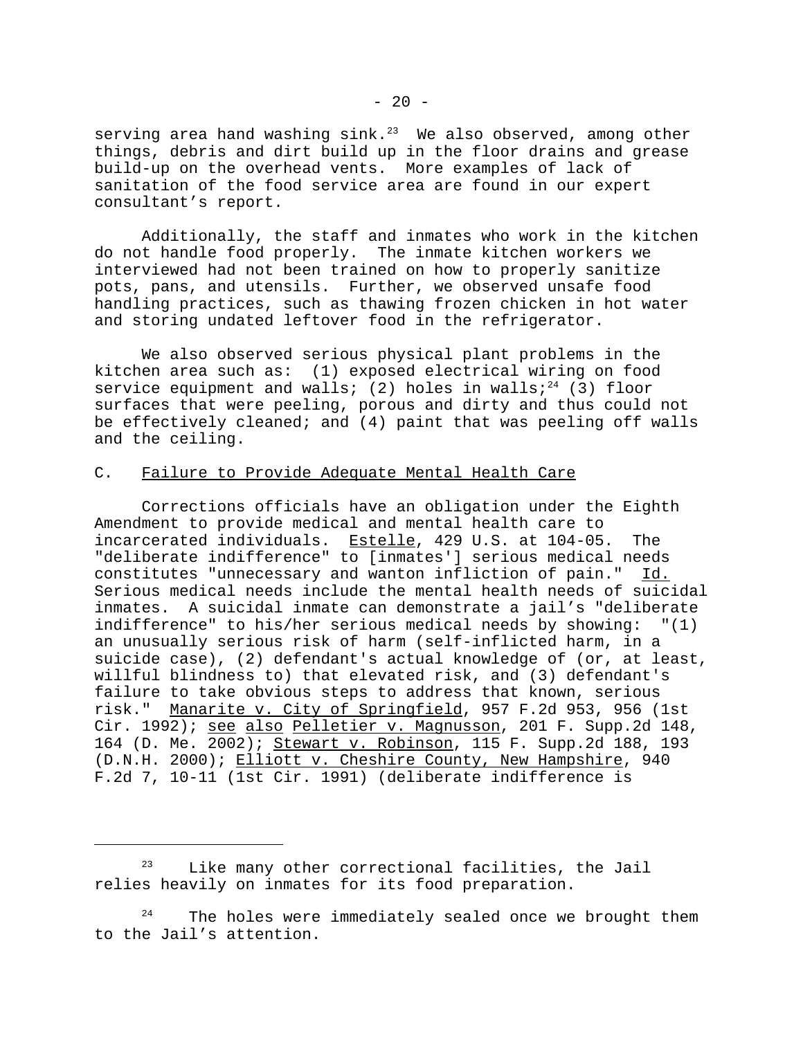serving area hand washing sink.[23] We also observed, among other things, debris and dirt build up in the floor drains and grease build-up on the overhead vents. More examples of lack of sanitation of the food service area are found in our expert consultant's report.

Additionally, the staff and inmates who work in the kitchen do not handle food properly. The inmate kitchen workers we interviewed had not been trained on how to properly sanitize pots, pans, and utensils. Further, we observed unsafe food handling practices, such as thawing frozen chicken in hot water and storing undated leftover food in the refrigerator.

We also observed serious physical plant problems in the kitchen area such as: (1) exposed electrical wiring on food service equipment and walls; (2) holes in walls;[24] (3) floor surfaces that were peeling, porous and dirty and thus could not be effectively cleaned; and (4) paint that was peeling off walls and the ceiling.

### C. Failure to Provide Adequate Mental Health Care

Corrections officials have an obligation under the Eighth Amendment to provide medical and mental health care to incarcerated individuals. Estelle, 429 U.S. at 104-05. The "deliberate indifference" to [inmates'] serious medical needs constitutes "unnecessary and wanton infliction of pain." Id. Serious medical needs include the mental health needs of suicidal inmates. A suicidal inmate can demonstrate a jail's "deliberate indifference" to his/her serious medical needs by showing: "(1) an unusually serious risk of harm (self-inflicted harm, in a suicide case), (2) defendant's actual knowledge of (or, at least, willful blindness to) that elevated risk, and (3) defendant's failure to take obvious steps to address that known, serious risk." Manarite v. City of Springfield, 957 F.2d 953, 956 (1st Cir. 1992); see also Pelletier v. Magnusson, 201 F. Supp.2d 148, 164 (D. Me. 2002); Stewart v. Robinson, 115 F. Supp.2d 188, 193 (D.N.H. 2000); Elliott v. Cheshire County, New Hampshire, 940 F.2d 7, 10-11 (1st Cir. 1991) (deliberate indifference is

---

[23] Like many other correctional facilities, the Jail relies heavily on inmates for its food preparation.

[24] The holes were immediately sealed once we brought them to the Jail's attention.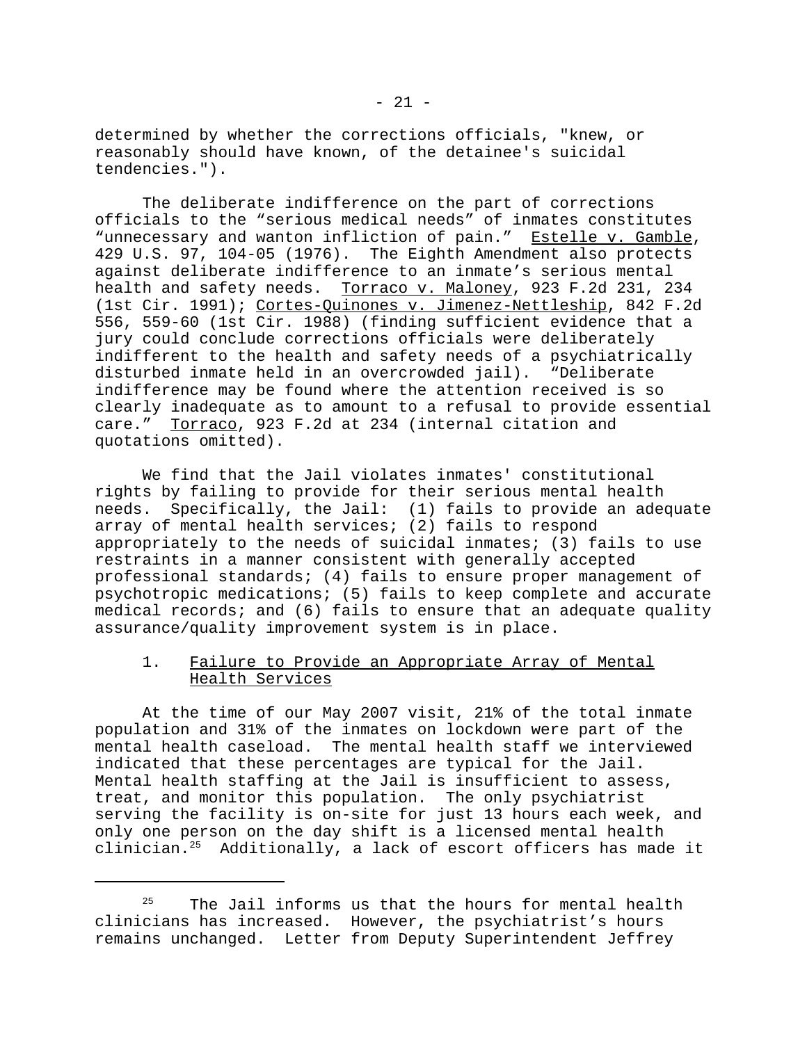determined by whether the corrections officials, "knew, or reasonably should have known, of the detainee's suicidal tendencies.").

The deliberate indifference on the part of corrections officials to the "serious medical needs" of inmates constitutes "unnecessary and wanton infliction of pain." Estelle v. Gamble, 429 U.S. 97, 104-05 (1976). The Eighth Amendment also protects against deliberate indifference to an inmate's serious mental health and safety needs. Torraco v. Maloney, 923 F.2d 231, 234 (1st Cir. 1991); Cortes-Quinones v. Jimenez-Nettleship, 842 F.2d 556, 559-60 (1st Cir. 1988) (finding sufficient evidence that a jury could conclude corrections officials were deliberately indifferent to the health and safety needs of a psychiatrically disturbed inmate held in an overcrowded jail). "Deliberate indifference may be found where the attention received is so clearly inadequate as to amount to a refusal to provide essential care." Torraco, 923 F.2d at 234 (internal citation and quotations omitted).

We find that the Jail violates inmates' constitutional rights by failing to provide for their serious mental health needs. Specifically, the Jail: (1) fails to provide an adequate array of mental health services; (2) fails to respond appropriately to the needs of suicidal inmates; (3) fails to use restraints in a manner consistent with generally accepted professional standards; (4) fails to ensure proper management of psychotropic medications; (5) fails to keep complete and accurate medical records; and (6) fails to ensure that an adequate quality assurance/quality improvement system is in place.

1. Failure to Provide an Appropriate Array of Mental Health Services

At the time of our May 2007 visit, 21% of the total inmate population and 31% of the inmates on lockdown were part of the mental health caseload. The mental health staff we interviewed indicated that these percentages are typical for the Jail. Mental health staffing at the Jail is insufficient to assess, treat, and monitor this population. The only psychiatrist serving the facility is on-site for just 13 hours each week, and only one person on the day shift is a licensed mental health clinician.[25] Additionally, a lack of escort officers has made it

[25] The Jail informs us that the hours for mental health clinicians has increased. However, the psychiatrist's hours remains unchanged. Letter from Deputy Superintendent Jeffrey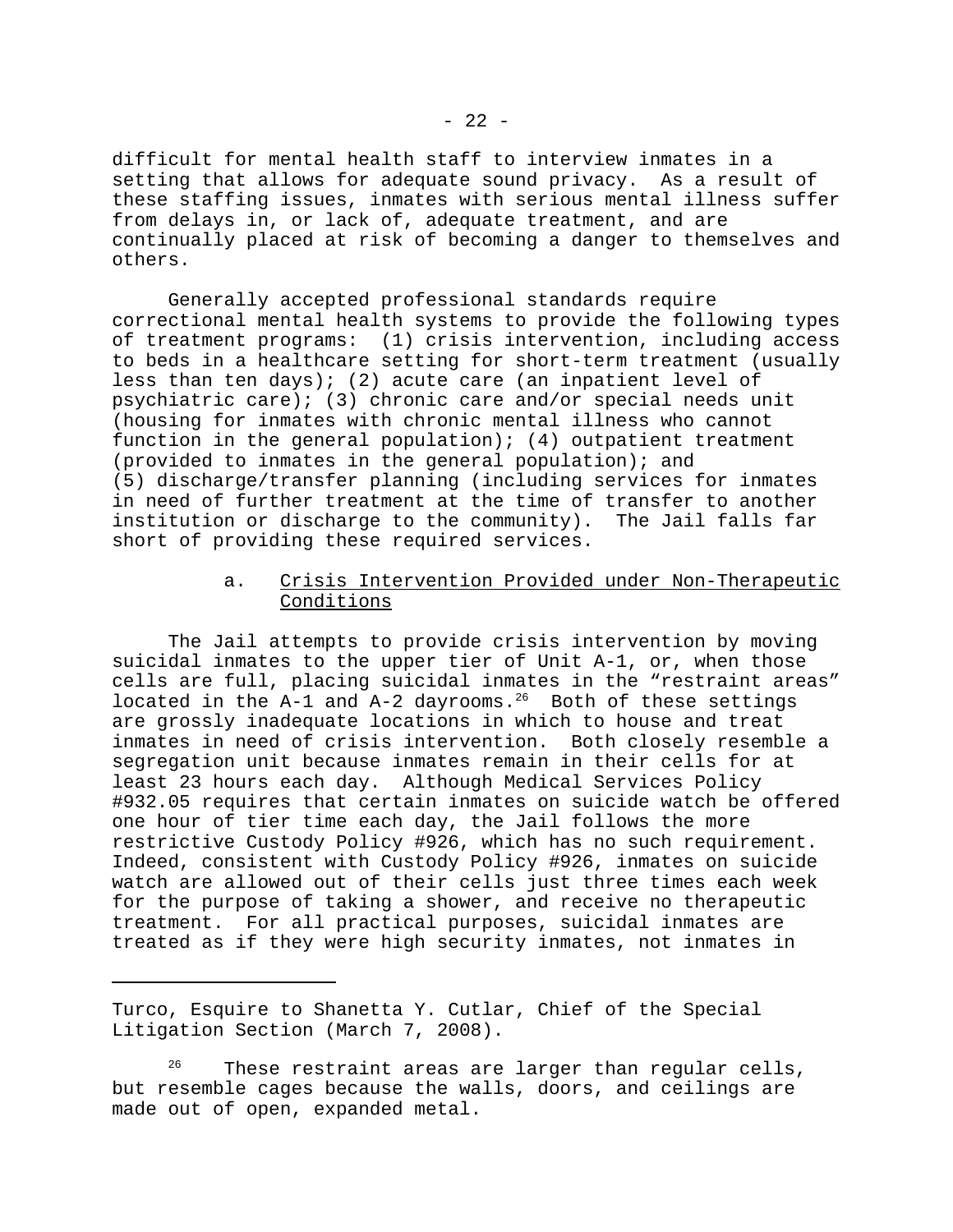difficult for mental health staff to interview inmates in a setting that allows for adequate sound privacy. As a result of these staffing issues, inmates with serious mental illness suffer from delays in, or lack of, adequate treatment, and are continually placed at risk of becoming a danger to themselves and others.

Generally accepted professional standards require correctional mental health systems to provide the following types of treatment programs: (1) crisis intervention, including access to beds in a healthcare setting for short-term treatment (usually less than ten days); (2) acute care (an inpatient level of psychiatric care); (3) chronic care and/or special needs unit (housing for inmates with chronic mental illness who cannot function in the general population); (4) outpatient treatment (provided to inmates in the general population); and (5) discharge/transfer planning (including services for inmates in need of further treatment at the time of transfer to another institution or discharge to the community). The Jail falls far short of providing these required services.

a. <u>Crisis Intervention Provided under Non-Therapeutic Conditions</u>

The Jail attempts to provide crisis intervention by moving suicidal inmates to the upper tier of Unit A-1, or, when those cells are full, placing suicidal inmates in the "restraint areas" located in the A-1 and A-2 dayrooms.[26] Both of these settings are grossly inadequate locations in which to house and treat inmates in need of crisis intervention. Both closely resemble a segregation unit because inmates remain in their cells for at least 23 hours each day. Although Medical Services Policy #932.05 requires that certain inmates on suicide watch be offered one hour of tier time each day, the Jail follows the more restrictive Custody Policy #926, which has no such requirement. Indeed, consistent with Custody Policy #926, inmates on suicide watch are allowed out of their cells just three times each week for the purpose of taking a shower, and receive no therapeutic treatment. For all practical purposes, suicidal inmates are treated as if they were high security inmates, not inmates in

---

Turco, Esquire to Shanetta Y. Cutlar, Chief of the Special Litigation Section (March 7, 2008).

[26] These restraint areas are larger than regular cells, but resemble cages because the walls, doors, and ceilings are made out of open, expanded metal.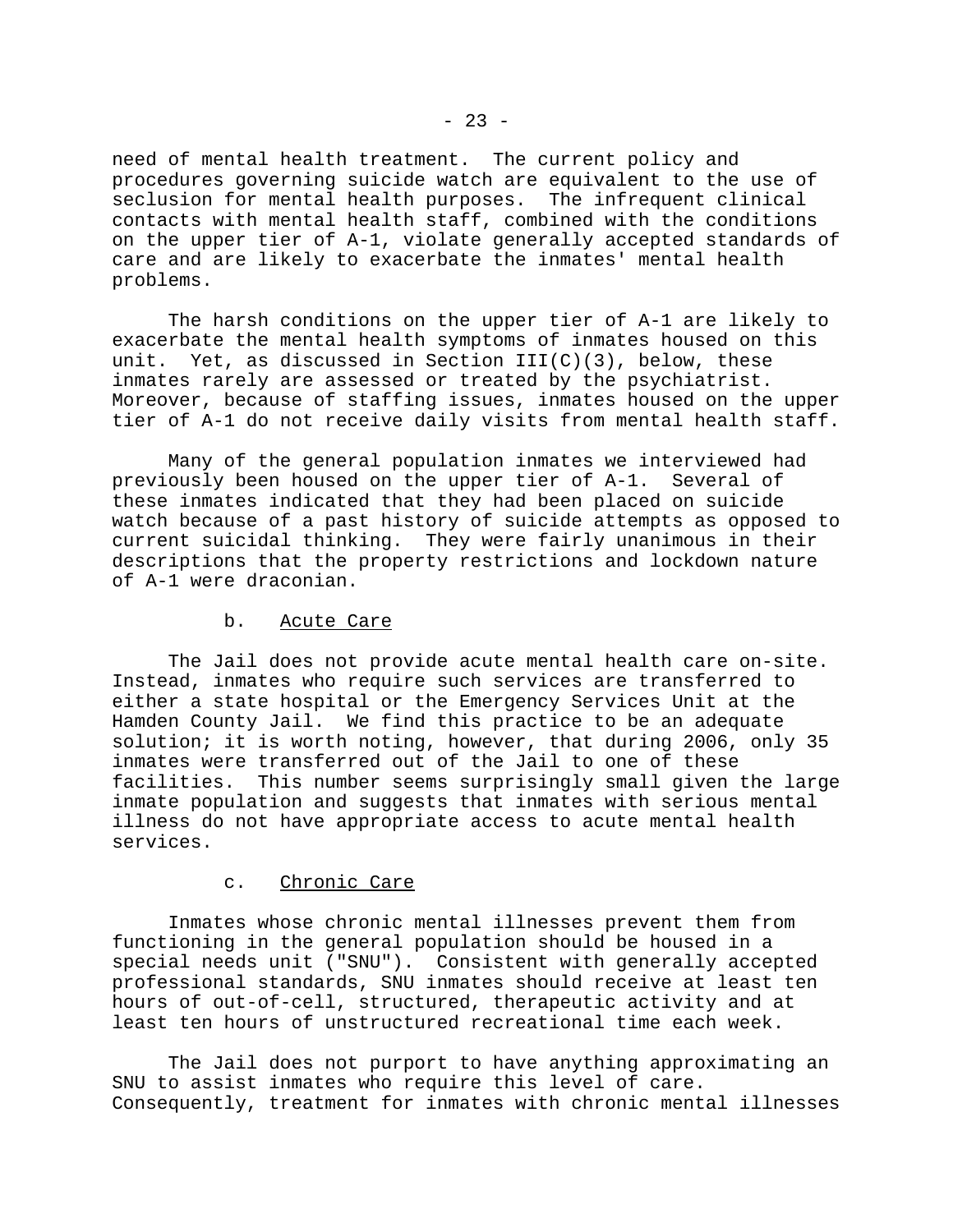need of mental health treatment. The current policy and procedures governing suicide watch are equivalent to the use of seclusion for mental health purposes. The infrequent clinical contacts with mental health staff, combined with the conditions on the upper tier of A-1, violate generally accepted standards of care and are likely to exacerbate the inmates' mental health problems.

The harsh conditions on the upper tier of A-1 are likely to exacerbate the mental health symptoms of inmates housed on this unit. Yet, as discussed in Section III(C)(3), below, these inmates rarely are assessed or treated by the psychiatrist. Moreover, because of staffing issues, inmates housed on the upper tier of A-1 do not receive daily visits from mental health staff.

Many of the general population inmates we interviewed had previously been housed on the upper tier of A-1. Several of these inmates indicated that they had been placed on suicide watch because of a past history of suicide attempts as opposed to current suicidal thinking. They were fairly unanimous in their descriptions that the property restrictions and lockdown nature of A-1 were draconian.

b. Acute Care

The Jail does not provide acute mental health care on-site. Instead, inmates who require such services are transferred to either a state hospital or the Emergency Services Unit at the Hamden County Jail. We find this practice to be an adequate solution; it is worth noting, however, that during 2006, only 35 inmates were transferred out of the Jail to one of these facilities. This number seems surprisingly small given the large inmate population and suggests that inmates with serious mental illness do not have appropriate access to acute mental health services.

c. Chronic Care

Inmates whose chronic mental illnesses prevent them from functioning in the general population should be housed in a special needs unit ("SNU"). Consistent with generally accepted professional standards, SNU inmates should receive at least ten hours of out-of-cell, structured, therapeutic activity and at least ten hours of unstructured recreational time each week.

The Jail does not purport to have anything approximating an SNU to assist inmates who require this level of care. Consequently, treatment for inmates with chronic mental illnesses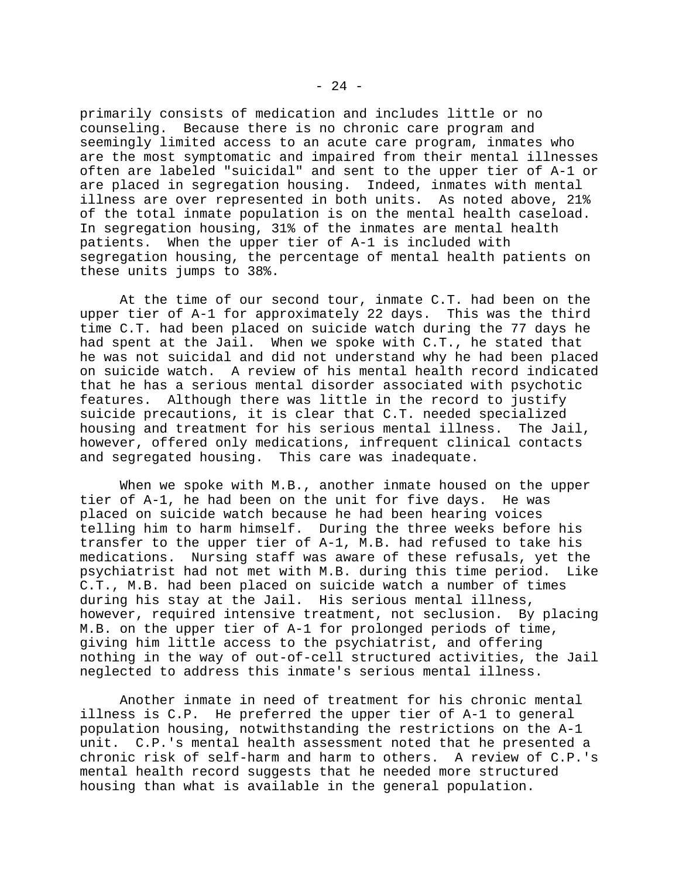primarily consists of medication and includes little or no counseling. Because there is no chronic care program and seemingly limited access to an acute care program, inmates who are the most symptomatic and impaired from their mental illnesses often are labeled "suicidal" and sent to the upper tier of A-1 or are placed in segregation housing. Indeed, inmates with mental illness are over represented in both units. As noted above, 21% of the total inmate population is on the mental health caseload. In segregation housing, 31% of the inmates are mental health patients. When the upper tier of A-1 is included with segregation housing, the percentage of mental health patients on these units jumps to 38%.

At the time of our second tour, inmate C.T. had been on the upper tier of A-1 for approximately 22 days. This was the third time C.T. had been placed on suicide watch during the 77 days he had spent at the Jail. When we spoke with C.T., he stated that he was not suicidal and did not understand why he had been placed on suicide watch. A review of his mental health record indicated that he has a serious mental disorder associated with psychotic features. Although there was little in the record to justify suicide precautions, it is clear that C.T. needed specialized housing and treatment for his serious mental illness. The Jail, however, offered only medications, infrequent clinical contacts and segregated housing. This care was inadequate.

When we spoke with M.B., another inmate housed on the upper tier of A-1, he had been on the unit for five days. He was placed on suicide watch because he had been hearing voices telling him to harm himself. During the three weeks before his transfer to the upper tier of A-1, M.B. had refused to take his medications. Nursing staff was aware of these refusals, yet the psychiatrist had not met with M.B. during this time period. Like C.T., M.B. had been placed on suicide watch a number of times during his stay at the Jail. His serious mental illness, however, required intensive treatment, not seclusion. By placing M.B. on the upper tier of A-1 for prolonged periods of time, giving him little access to the psychiatrist, and offering nothing in the way of out-of-cell structured activities, the Jail neglected to address this inmate's serious mental illness.

Another inmate in need of treatment for his chronic mental illness is C.P. He preferred the upper tier of A-1 to general population housing, notwithstanding the restrictions on the A-1 unit. C.P.'s mental health assessment noted that he presented a chronic risk of self-harm and harm to others. A review of C.P.'s mental health record suggests that he needed more structured housing than what is available in the general population.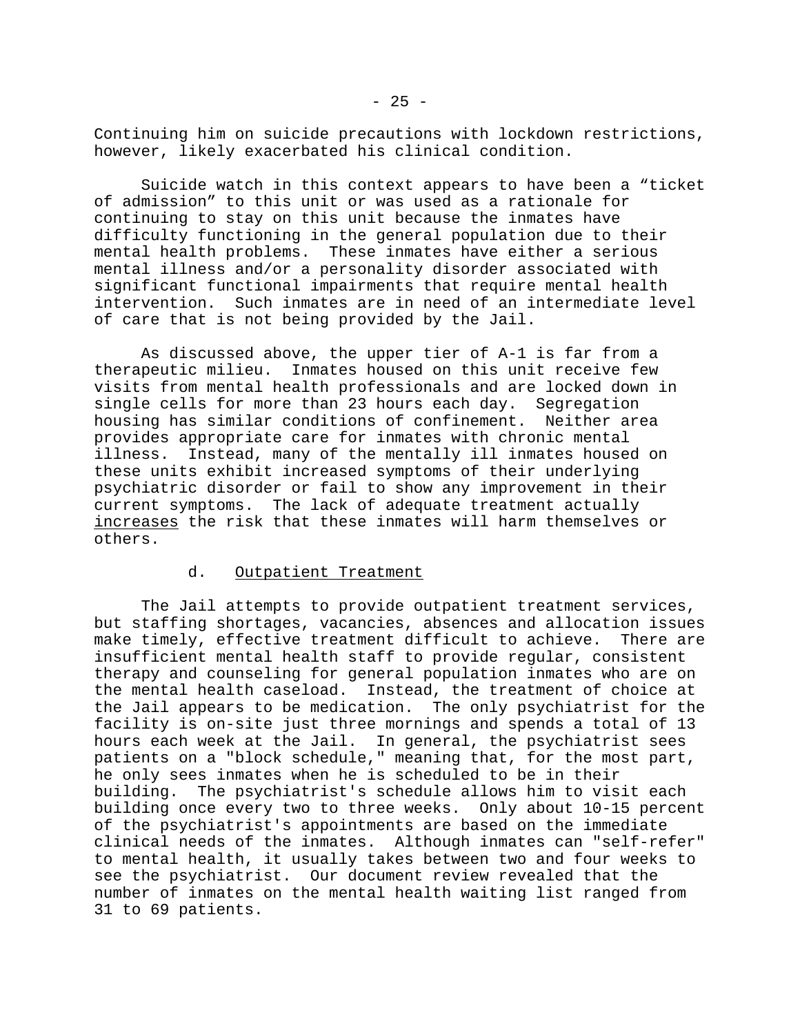Continuing him on suicide precautions with lockdown restrictions, however, likely exacerbated his clinical condition.

Suicide watch in this context appears to have been a “ticket of admission” to this unit or was used as a rationale for continuing to stay on this unit because the inmates have difficulty functioning in the general population due to their mental health problems. These inmates have either a serious mental illness and/or a personality disorder associated with significant functional impairments that require mental health intervention. Such inmates are in need of an intermediate level of care that is not being provided by the Jail.

As discussed above, the upper tier of A-1 is far from a therapeutic milieu. Inmates housed on this unit receive few visits from mental health professionals and are locked down in single cells for more than 23 hours each day. Segregation housing has similar conditions of confinement. Neither area provides appropriate care for inmates with chronic mental illness. Instead, many of the mentally ill inmates housed on these units exhibit increased symptoms of their underlying psychiatric disorder or fail to show any improvement in their current symptoms. The lack of adequate treatment actually <u>increases</u> the risk that these inmates will harm themselves or others.

d. <u>Outpatient Treatment</u>

The Jail attempts to provide outpatient treatment services, but staffing shortages, vacancies, absences and allocation issues make timely, effective treatment difficult to achieve. There are insufficient mental health staff to provide regular, consistent therapy and counseling for general population inmates who are on the mental health caseload. Instead, the treatment of choice at the Jail appears to be medication. The only psychiatrist for the facility is on-site just three mornings and spends a total of 13 hours each week at the Jail. In general, the psychiatrist sees patients on a "block schedule," meaning that, for the most part, he only sees inmates when he is scheduled to be in their building. The psychiatrist's schedule allows him to visit each building once every two to three weeks. Only about 10-15 percent of the psychiatrist's appointments are based on the immediate clinical needs of the inmates. Although inmates can "self-refer" to mental health, it usually takes between two and four weeks to see the psychiatrist. Our document review revealed that the number of inmates on the mental health waiting list ranged from 31 to 69 patients.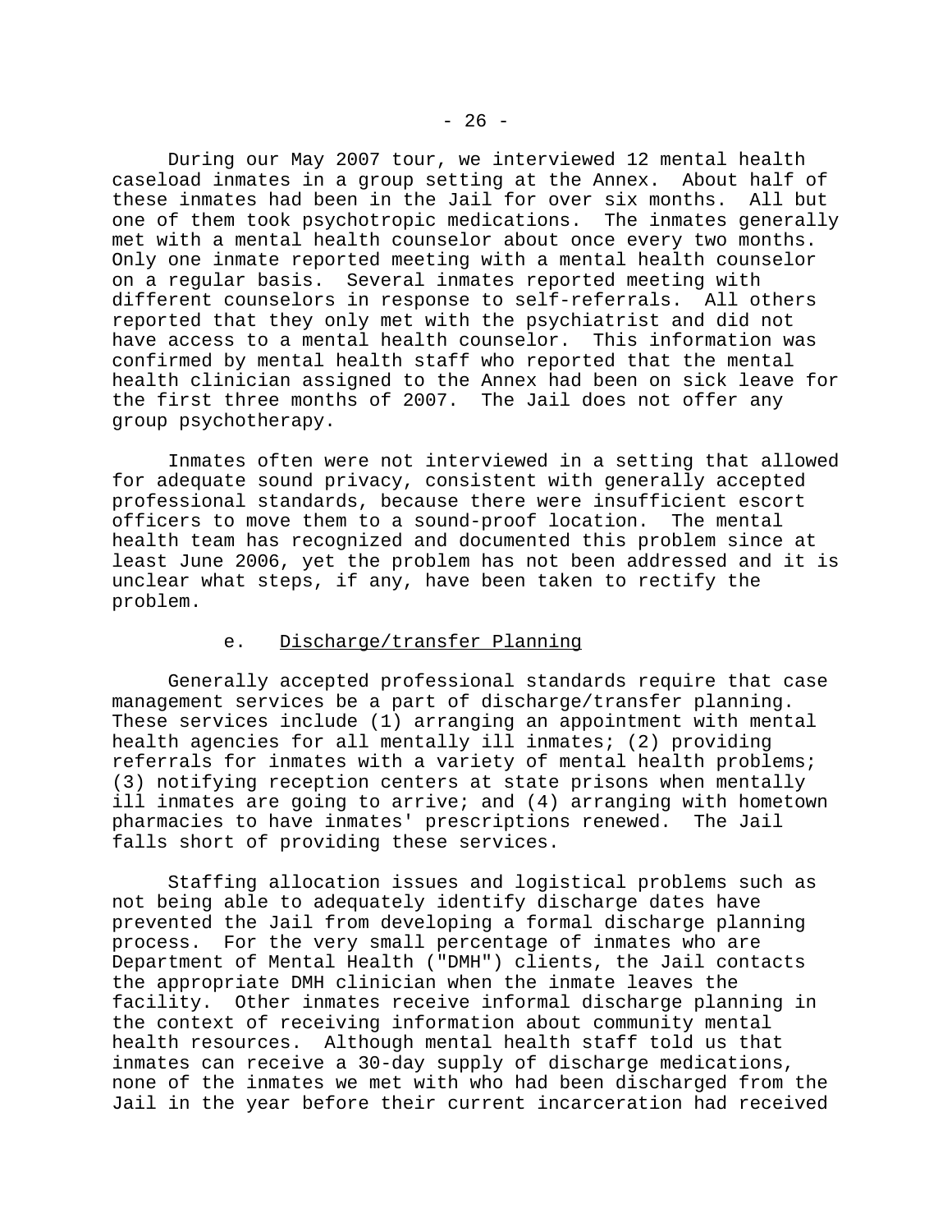During our May 2007 tour, we interviewed 12 mental health caseload inmates in a group setting at the Annex. About half of these inmates had been in the Jail for over six months. All but one of them took psychotropic medications. The inmates generally met with a mental health counselor about once every two months. Only one inmate reported meeting with a mental health counselor on a regular basis. Several inmates reported meeting with different counselors in response to self-referrals. All others reported that they only met with the psychiatrist and did not have access to a mental health counselor. This information was confirmed by mental health staff who reported that the mental health clinician assigned to the Annex had been on sick leave for the first three months of 2007. The Jail does not offer any group psychotherapy.

Inmates often were not interviewed in a setting that allowed for adequate sound privacy, consistent with generally accepted professional standards, because there were insufficient escort officers to move them to a sound-proof location. The mental health team has recognized and documented this problem since at least June 2006, yet the problem has not been addressed and it is unclear what steps, if any, have been taken to rectify the problem.

#### e. Discharge/transfer Planning

Generally accepted professional standards require that case management services be a part of discharge/transfer planning. These services include (1) arranging an appointment with mental health agencies for all mentally ill inmates; (2) providing referrals for inmates with a variety of mental health problems; (3) notifying reception centers at state prisons when mentally ill inmates are going to arrive; and (4) arranging with hometown pharmacies to have inmates' prescriptions renewed. The Jail falls short of providing these services.

Staffing allocation issues and logistical problems such as not being able to adequately identify discharge dates have prevented the Jail from developing a formal discharge planning process. For the very small percentage of inmates who are Department of Mental Health ("DMH") clients, the Jail contacts the appropriate DMH clinician when the inmate leaves the facility. Other inmates receive informal discharge planning in the context of receiving information about community mental health resources. Although mental health staff told us that inmates can receive a 30-day supply of discharge medications, none of the inmates we met with who had been discharged from the Jail in the year before their current incarceration had received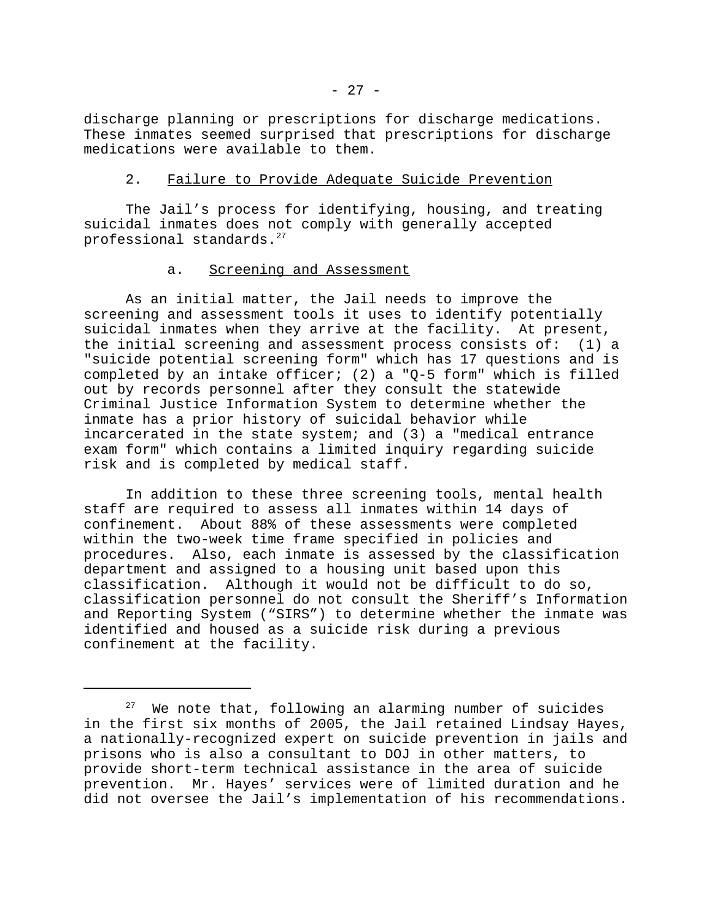discharge planning or prescriptions for discharge medications. These inmates seemed surprised that prescriptions for discharge medications were available to them.

2. Failure to Provide Adequate Suicide Prevention

The Jail's process for identifying, housing, and treating suicidal inmates does not comply with generally accepted professional standards.[27]

a. Screening and Assessment

As an initial matter, the Jail needs to improve the screening and assessment tools it uses to identify potentially suicidal inmates when they arrive at the facility. At present, the initial screening and assessment process consists of: (1) a "suicide potential screening form" which has 17 questions and is completed by an intake officer; (2) a "Q-5 form" which is filled out by records personnel after they consult the statewide Criminal Justice Information System to determine whether the inmate has a prior history of suicidal behavior while incarcerated in the state system; and (3) a "medical entrance exam form" which contains a limited inquiry regarding suicide risk and is completed by medical staff.

In addition to these three screening tools, mental health staff are required to assess all inmates within 14 days of confinement. About 88% of these assessments were completed within the two-week time frame specified in policies and procedures. Also, each inmate is assessed by the classification department and assigned to a housing unit based upon this classification. Although it would not be difficult to do so, classification personnel do not consult the Sheriff's Information and Reporting System ("SIRS") to determine whether the inmate was identified and housed as a suicide risk during a previous confinement at the facility.

---

[27] We note that, following an alarming number of suicides in the first six months of 2005, the Jail retained Lindsay Hayes, a nationally-recognized expert on suicide prevention in jails and prisons who is also a consultant to DOJ in other matters, to provide short-term technical assistance in the area of suicide prevention. Mr. Hayes' services were of limited duration and he did not oversee the Jail's implementation of his recommendations.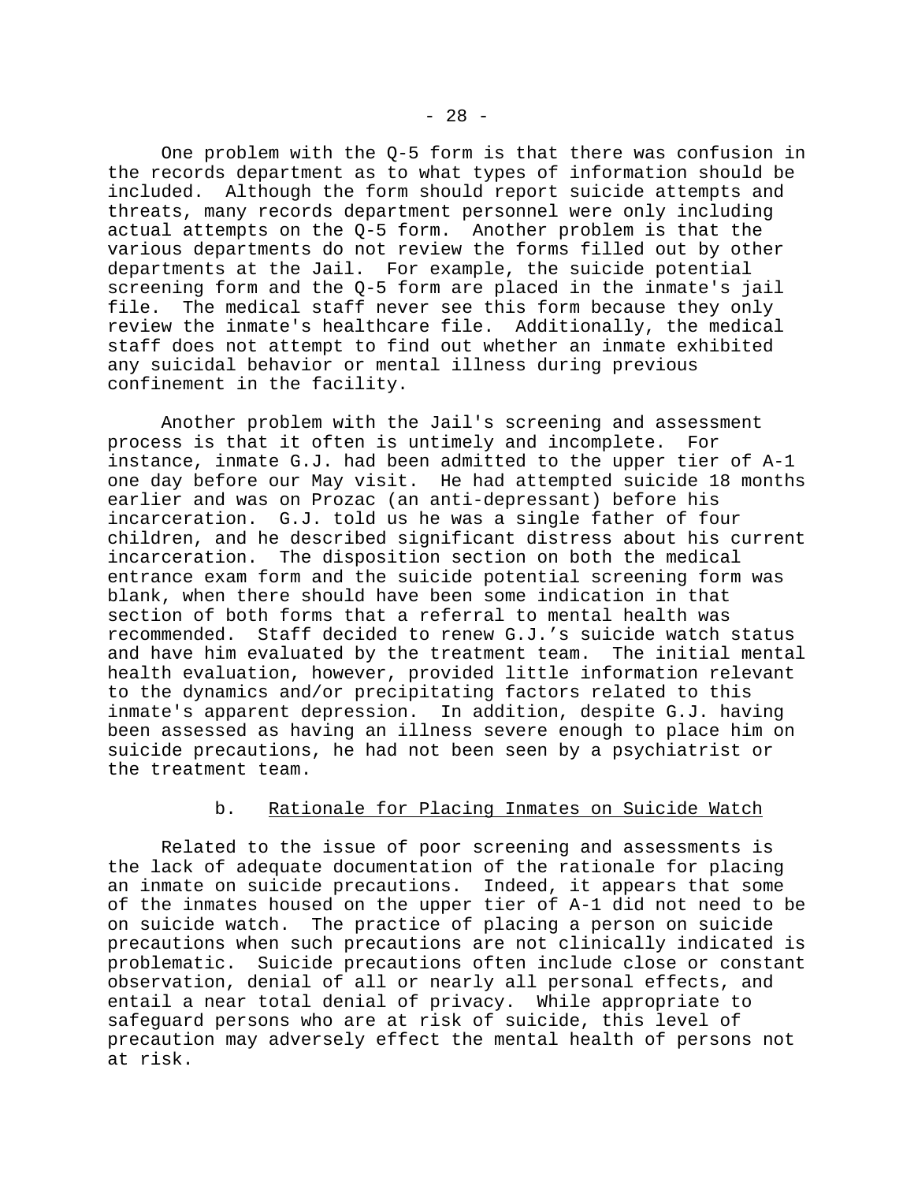One problem with the Q-5 form is that there was confusion in the records department as to what types of information should be included. Although the form should report suicide attempts and threats, many records department personnel were only including actual attempts on the Q-5 form. Another problem is that the various departments do not review the forms filled out by other departments at the Jail. For example, the suicide potential screening form and the Q-5 form are placed in the inmate's jail file. The medical staff never see this form because they only review the inmate's healthcare file. Additionally, the medical staff does not attempt to find out whether an inmate exhibited any suicidal behavior or mental illness during previous confinement in the facility.

Another problem with the Jail's screening and assessment process is that it often is untimely and incomplete. For instance, inmate G.J. had been admitted to the upper tier of A-1 one day before our May visit. He had attempted suicide 18 months earlier and was on Prozac (an anti-depressant) before his incarceration. G.J. told us he was a single father of four children, and he described significant distress about his current incarceration. The disposition section on both the medical entrance exam form and the suicide potential screening form was blank, when there should have been some indication in that section of both forms that a referral to mental health was recommended. Staff decided to renew G.J.'s suicide watch status and have him evaluated by the treatment team. The initial mental health evaluation, however, provided little information relevant to the dynamics and/or precipitating factors related to this inmate's apparent depression. In addition, despite G.J. having been assessed as having an illness severe enough to place him on suicide precautions, he had not been seen by a psychiatrist or the treatment team.

### b. Rationale for Placing Inmates on Suicide Watch

Related to the issue of poor screening and assessments is the lack of adequate documentation of the rationale for placing an inmate on suicide precautions. Indeed, it appears that some of the inmates housed on the upper tier of A-1 did not need to be on suicide watch. The practice of placing a person on suicide precautions when such precautions are not clinically indicated is problematic. Suicide precautions often include close or constant observation, denial of all or nearly all personal effects, and entail a near total denial of privacy. While appropriate to safeguard persons who are at risk of suicide, this level of precaution may adversely effect the mental health of persons not at risk.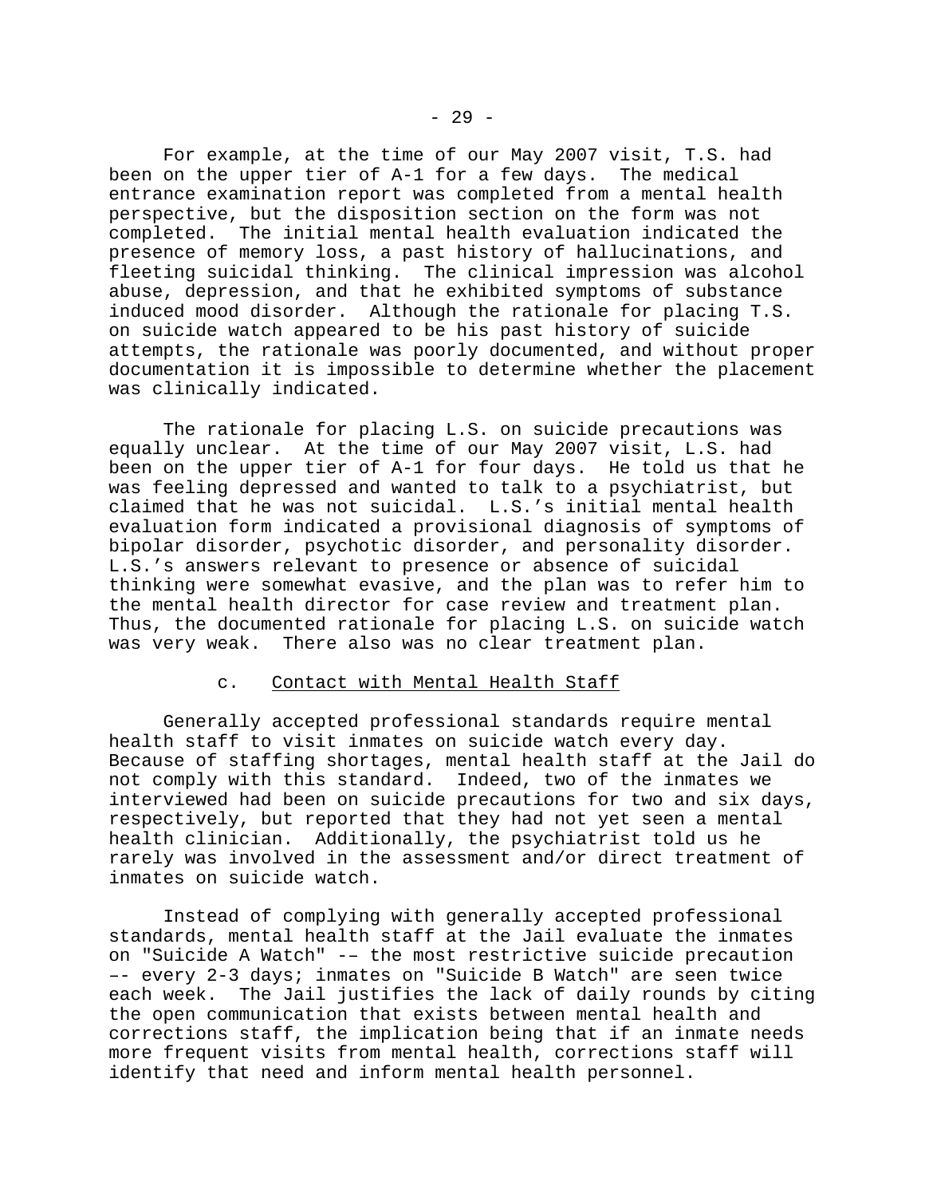For example, at the time of our May 2007 visit, T.S. had been on the upper tier of A-1 for a few days. The medical entrance examination report was completed from a mental health perspective, but the disposition section on the form was not completed. The initial mental health evaluation indicated the presence of memory loss, a past history of hallucinations, and fleeting suicidal thinking. The clinical impression was alcohol abuse, depression, and that he exhibited symptoms of substance induced mood disorder. Although the rationale for placing T.S. on suicide watch appeared to be his past history of suicide attempts, the rationale was poorly documented, and without proper documentation it is impossible to determine whether the placement was clinically indicated.

The rationale for placing L.S. on suicide precautions was equally unclear. At the time of our May 2007 visit, L.S. had been on the upper tier of A-1 for four days. He told us that he was feeling depressed and wanted to talk to a psychiatrist, but claimed that he was not suicidal. L.S.'s initial mental health evaluation form indicated a provisional diagnosis of symptoms of bipolar disorder, psychotic disorder, and personality disorder. L.S.'s answers relevant to presence or absence of suicidal thinking were somewhat evasive, and the plan was to refer him to the mental health director for case review and treatment plan. Thus, the documented rationale for placing L.S. on suicide watch was very weak. There also was no clear treatment plan.

c. Contact with Mental Health Staff

Generally accepted professional standards require mental health staff to visit inmates on suicide watch every day. Because of staffing shortages, mental health staff at the Jail do not comply with this standard. Indeed, two of the inmates we interviewed had been on suicide precautions for two and six days, respectively, but reported that they had not yet seen a mental health clinician. Additionally, the psychiatrist told us he rarely was involved in the assessment and/or direct treatment of inmates on suicide watch.

Instead of complying with generally accepted professional standards, mental health staff at the Jail evaluate the inmates on "Suicide A Watch" -– the most restrictive suicide precaution –- every 2-3 days; inmates on "Suicide B Watch" are seen twice each week. The Jail justifies the lack of daily rounds by citing the open communication that exists between mental health and corrections staff, the implication being that if an inmate needs more frequent visits from mental health, corrections staff will identify that need and inform mental health personnel.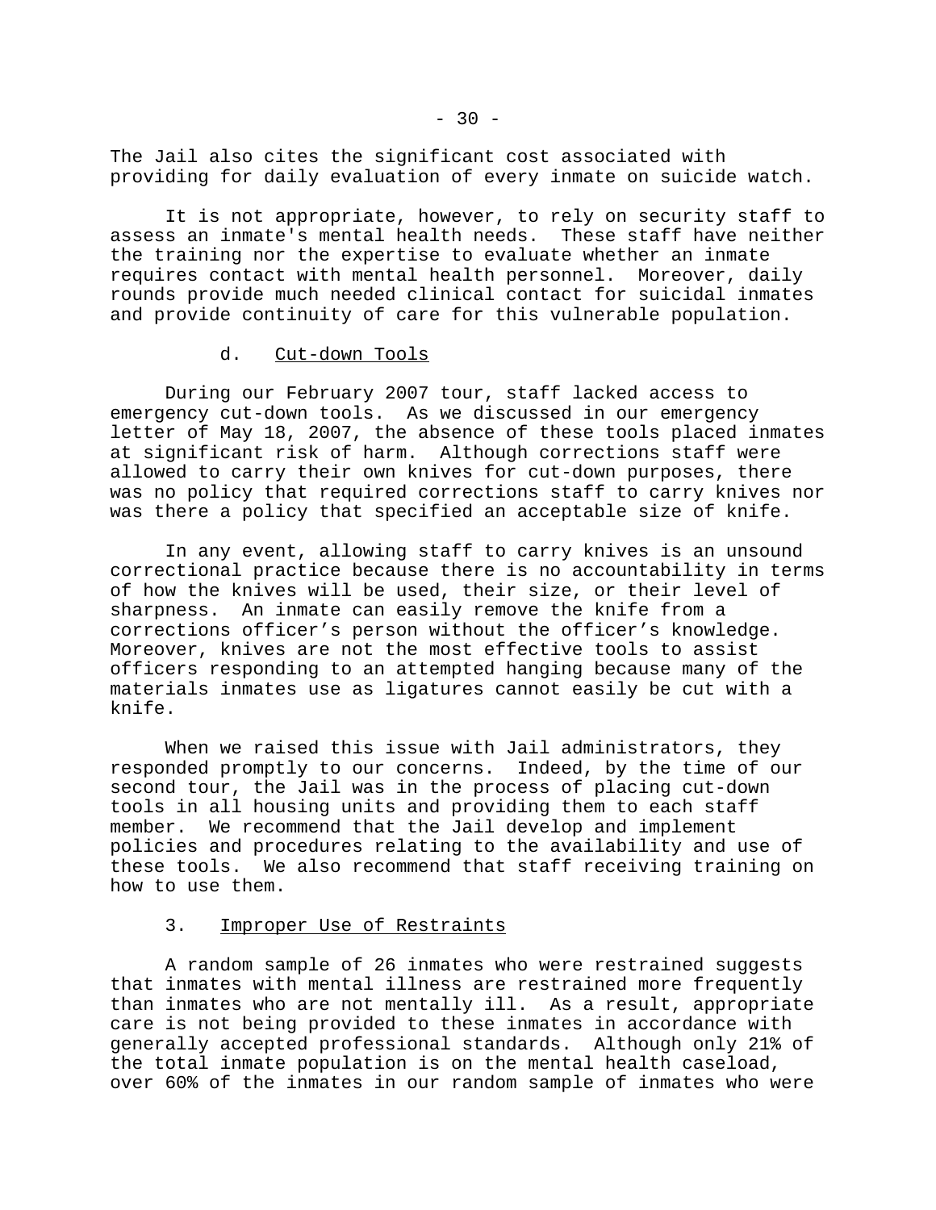The Jail also cites the significant cost associated with providing for daily evaluation of every inmate on suicide watch.

It is not appropriate, however, to rely on security staff to assess an inmate's mental health needs. These staff have neither the training nor the expertise to evaluate whether an inmate requires contact with mental health personnel. Moreover, daily rounds provide much needed clinical contact for suicidal inmates and provide continuity of care for this vulnerable population.

#### d. Cut-down Tools

During our February 2007 tour, staff lacked access to emergency cut-down tools. As we discussed in our emergency letter of May 18, 2007, the absence of these tools placed inmates at significant risk of harm. Although corrections staff were allowed to carry their own knives for cut-down purposes, there was no policy that required corrections staff to carry knives nor was there a policy that specified an acceptable size of knife.

In any event, allowing staff to carry knives is an unsound correctional practice because there is no accountability in terms of how the knives will be used, their size, or their level of sharpness. An inmate can easily remove the knife from a corrections officer’s person without the officer’s knowledge. Moreover, knives are not the most effective tools to assist officers responding to an attempted hanging because many of the materials inmates use as ligatures cannot easily be cut with a knife.

When we raised this issue with Jail administrators, they responded promptly to our concerns. Indeed, by the time of our second tour, the Jail was in the process of placing cut-down tools in all housing units and providing them to each staff member. We recommend that the Jail develop and implement policies and procedures relating to the availability and use of these tools. We also recommend that staff receiving training on how to use them.

### 3. Improper Use of Restraints

A random sample of 26 inmates who were restrained suggests that inmates with mental illness are restrained more frequently than inmates who are not mentally ill. As a result, appropriate care is not being provided to these inmates in accordance with generally accepted professional standards. Although only 21% of the total inmate population is on the mental health caseload, over 60% of the inmates in our random sample of inmates who were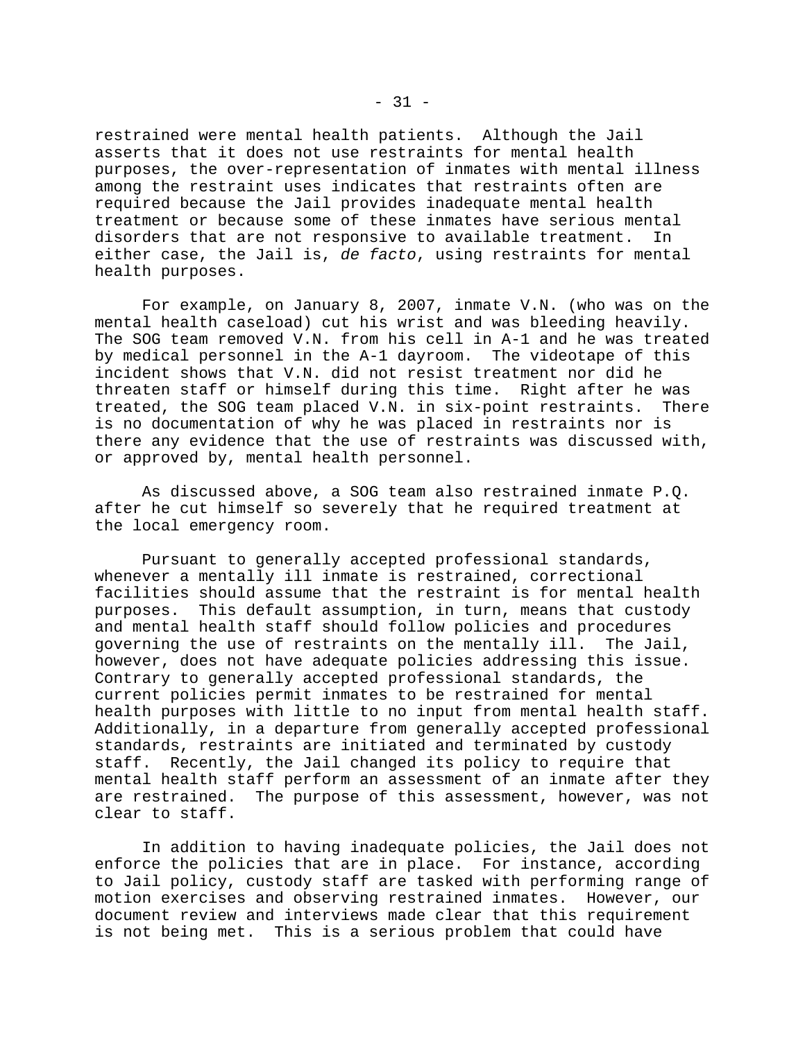restrained were mental health patients. Although the Jail asserts that it does not use restraints for mental health purposes, the over-representation of inmates with mental illness among the restraint uses indicates that restraints often are required because the Jail provides inadequate mental health treatment or because some of these inmates have serious mental disorders that are not responsive to available treatment. In either case, the Jail is, *de facto*, using restraints for mental health purposes.

For example, on January 8, 2007, inmate V.N. (who was on the mental health caseload) cut his wrist and was bleeding heavily. The SOG team removed V.N. from his cell in A-1 and he was treated by medical personnel in the A-1 dayroom. The videotape of this incident shows that V.N. did not resist treatment nor did he threaten staff or himself during this time. Right after he was treated, the SOG team placed V.N. in six-point restraints. There is no documentation of why he was placed in restraints nor is there any evidence that the use of restraints was discussed with, or approved by, mental health personnel.

As discussed above, a SOG team also restrained inmate P.Q. after he cut himself so severely that he required treatment at the local emergency room.

Pursuant to generally accepted professional standards, whenever a mentally ill inmate is restrained, correctional facilities should assume that the restraint is for mental health purposes. This default assumption, in turn, means that custody and mental health staff should follow policies and procedures governing the use of restraints on the mentally ill. The Jail, however, does not have adequate policies addressing this issue. Contrary to generally accepted professional standards, the current policies permit inmates to be restrained for mental health purposes with little to no input from mental health staff. Additionally, in a departure from generally accepted professional standards, restraints are initiated and terminated by custody staff. Recently, the Jail changed its policy to require that mental health staff perform an assessment of an inmate after they are restrained. The purpose of this assessment, however, was not clear to staff.

In addition to having inadequate policies, the Jail does not enforce the policies that are in place. For instance, according to Jail policy, custody staff are tasked with performing range of motion exercises and observing restrained inmates. However, our document review and interviews made clear that this requirement is not being met. This is a serious problem that could have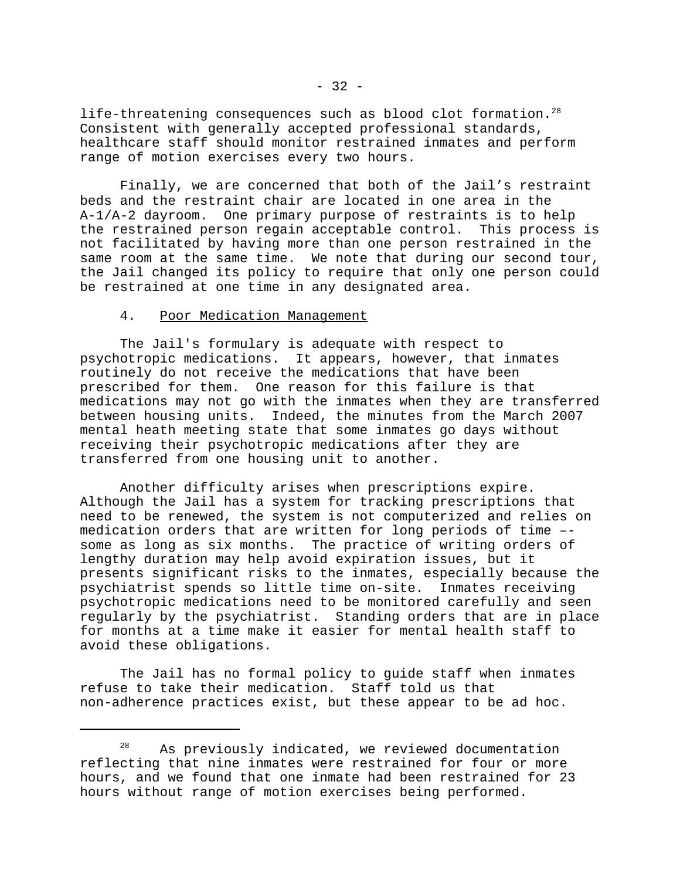life-threatening consequences such as blood clot formation.[28] Consistent with generally accepted professional standards, healthcare staff should monitor restrained inmates and perform range of motion exercises every two hours.

Finally, we are concerned that both of the Jail's restraint beds and the restraint chair are located in one area in the A-1/A-2 dayroom. One primary purpose of restraints is to help the restrained person regain acceptable control. This process is not facilitated by having more than one person restrained in the same room at the same time. We note that during our second tour, the Jail changed its policy to require that only one person could be restrained at one time in any designated area.

4. Poor Medication Management

The Jail's formulary is adequate with respect to psychotropic medications. It appears, however, that inmates routinely do not receive the medications that have been prescribed for them. One reason for this failure is that medications may not go with the inmates when they are transferred between housing units. Indeed, the minutes from the March 2007 mental heath meeting state that some inmates go days without receiving their psychotropic medications after they are transferred from one housing unit to another.

Another difficulty arises when prescriptions expire. Although the Jail has a system for tracking prescriptions that need to be renewed, the system is not computerized and relies on medication orders that are written for long periods of time –- some as long as six months. The practice of writing orders of lengthy duration may help avoid expiration issues, but it presents significant risks to the inmates, especially because the psychiatrist spends so little time on-site. Inmates receiving psychotropic medications need to be monitored carefully and seen regularly by the psychiatrist. Standing orders that are in place for months at a time make it easier for mental health staff to avoid these obligations.

The Jail has no formal policy to guide staff when inmates refuse to take their medication. Staff told us that non-adherence practices exist, but these appear to be ad hoc.

---

[28] As previously indicated, we reviewed documentation reflecting that nine inmates were restrained for four or more hours, and we found that one inmate had been restrained for 23 hours without range of motion exercises being performed.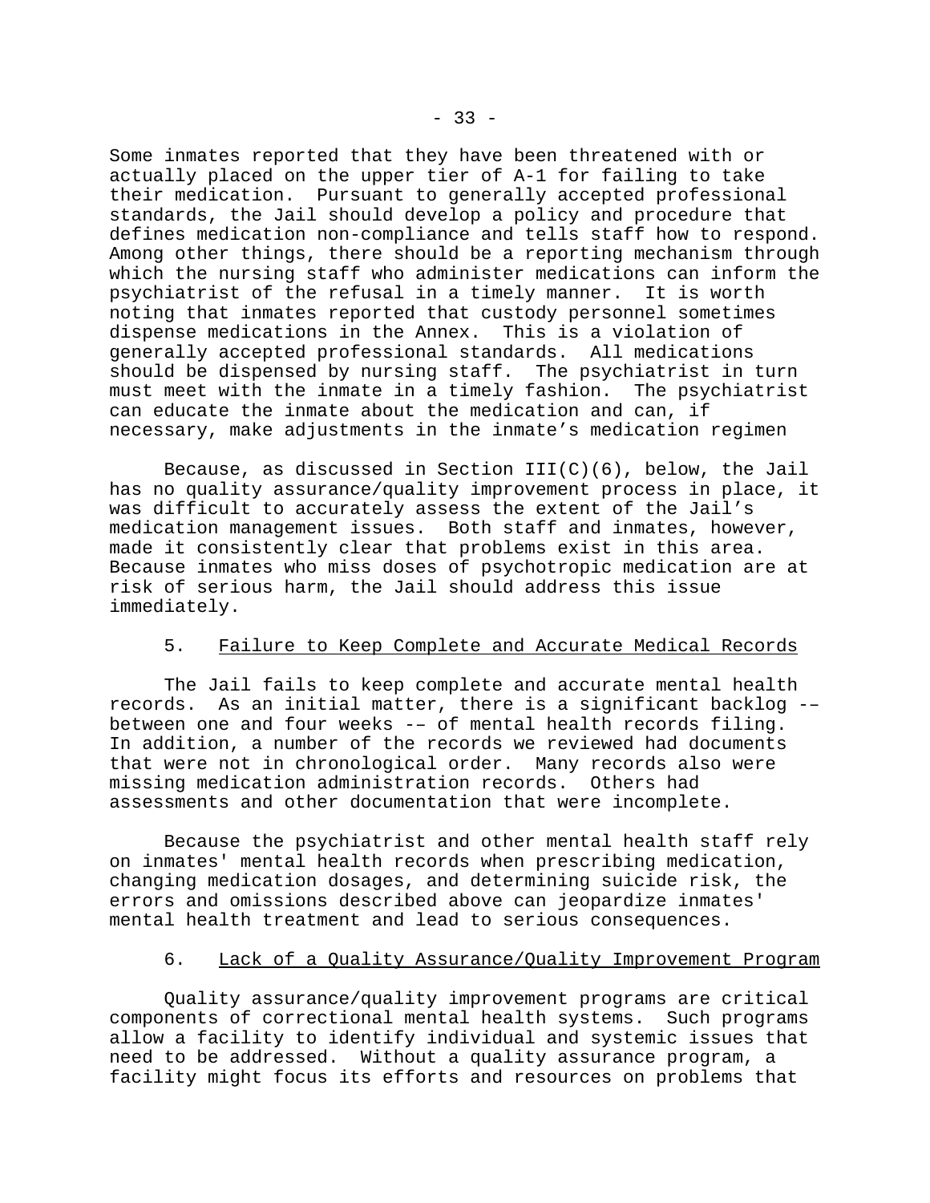Some inmates reported that they have been threatened with or actually placed on the upper tier of A-1 for failing to take their medication. Pursuant to generally accepted professional standards, the Jail should develop a policy and procedure that defines medication non-compliance and tells staff how to respond. Among other things, there should be a reporting mechanism through which the nursing staff who administer medications can inform the psychiatrist of the refusal in a timely manner. It is worth noting that inmates reported that custody personnel sometimes dispense medications in the Annex. This is a violation of generally accepted professional standards. All medications should be dispensed by nursing staff. The psychiatrist in turn must meet with the inmate in a timely fashion. The psychiatrist can educate the inmate about the medication and can, if necessary, make adjustments in the inmate's medication regimen

Because, as discussed in Section III(C)(6), below, the Jail has no quality assurance/quality improvement process in place, it was difficult to accurately assess the extent of the Jail's medication management issues. Both staff and inmates, however, made it consistently clear that problems exist in this area. Because inmates who miss doses of psychotropic medication are at risk of serious harm, the Jail should address this issue immediately.

### 5. Failure to Keep Complete and Accurate Medical Records

The Jail fails to keep complete and accurate mental health records. As an initial matter, there is a significant backlog -– between one and four weeks -– of mental health records filing. In addition, a number of the records we reviewed had documents that were not in chronological order. Many records also were missing medication administration records. Others had assessments and other documentation that were incomplete.

Because the psychiatrist and other mental health staff rely on inmates' mental health records when prescribing medication, changing medication dosages, and determining suicide risk, the errors and omissions described above can jeopardize inmates' mental health treatment and lead to serious consequences.

### 6. Lack of a Quality Assurance/Quality Improvement Program

Quality assurance/quality improvement programs are critical components of correctional mental health systems. Such programs allow a facility to identify individual and systemic issues that need to be addressed. Without a quality assurance program, a facility might focus its efforts and resources on problems that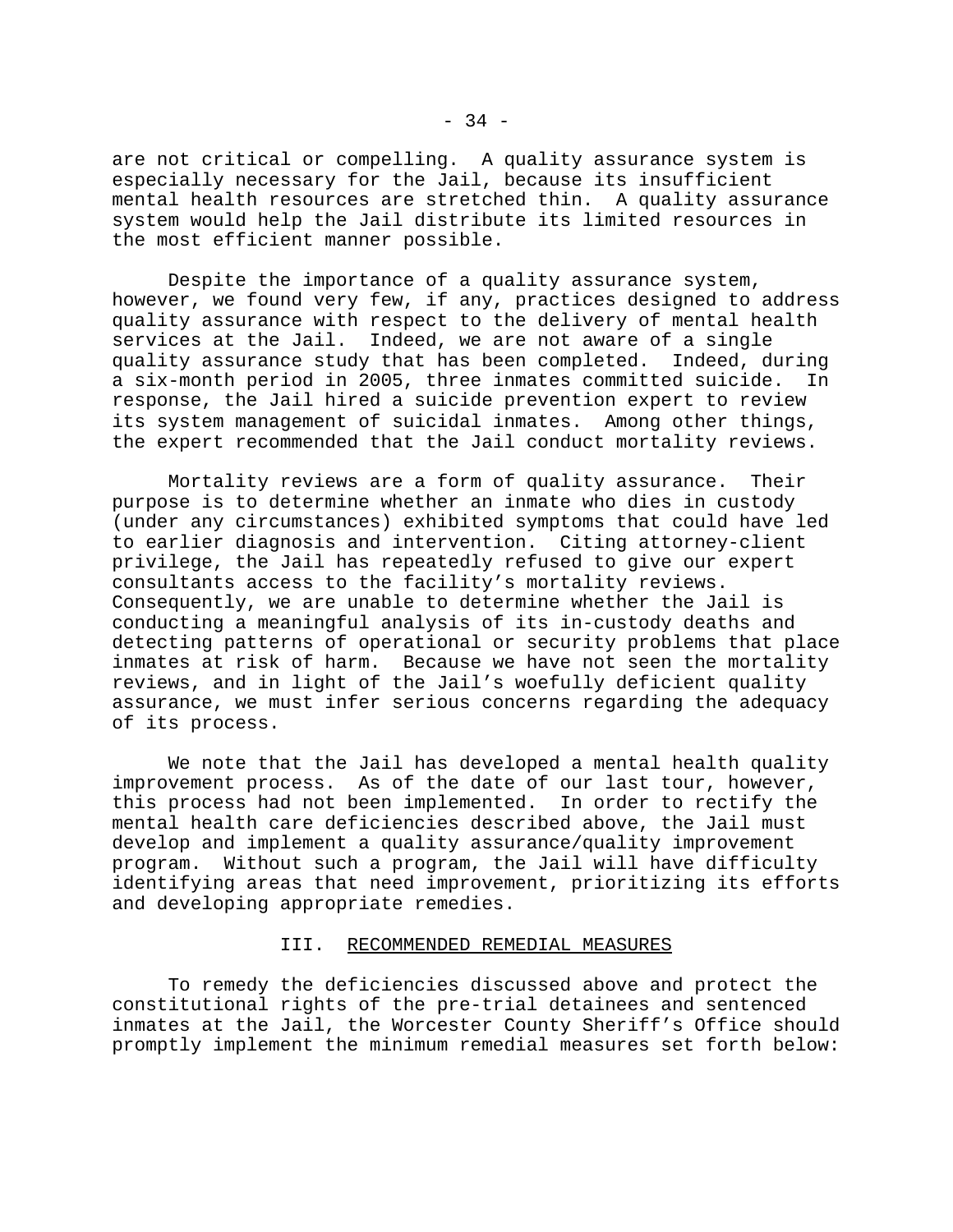are not critical or compelling. A quality assurance system is especially necessary for the Jail, because its insufficient mental health resources are stretched thin. A quality assurance system would help the Jail distribute its limited resources in the most efficient manner possible.

Despite the importance of a quality assurance system, however, we found very few, if any, practices designed to address quality assurance with respect to the delivery of mental health services at the Jail. Indeed, we are not aware of a single quality assurance study that has been completed. Indeed, during a six-month period in 2005, three inmates committed suicide. In response, the Jail hired a suicide prevention expert to review its system management of suicidal inmates. Among other things, the expert recommended that the Jail conduct mortality reviews.

Mortality reviews are a form of quality assurance. Their purpose is to determine whether an inmate who dies in custody (under any circumstances) exhibited symptoms that could have led to earlier diagnosis and intervention. Citing attorney-client privilege, the Jail has repeatedly refused to give our expert consultants access to the facility's mortality reviews. Consequently, we are unable to determine whether the Jail is conducting a meaningful analysis of its in-custody deaths and detecting patterns of operational or security problems that place inmates at risk of harm. Because we have not seen the mortality reviews, and in light of the Jail's woefully deficient quality assurance, we must infer serious concerns regarding the adequacy of its process.

We note that the Jail has developed a mental health quality improvement process. As of the date of our last tour, however, this process had not been implemented. In order to rectify the mental health care deficiencies described above, the Jail must develop and implement a quality assurance/quality improvement program. Without such a program, the Jail will have difficulty identifying areas that need improvement, prioritizing its efforts and developing appropriate remedies.

## III. RECOMMENDED REMEDIAL MEASURES

To remedy the deficiencies discussed above and protect the constitutional rights of the pre-trial detainees and sentenced inmates at the Jail, the Worcester County Sheriff's Office should promptly implement the minimum remedial measures set forth below: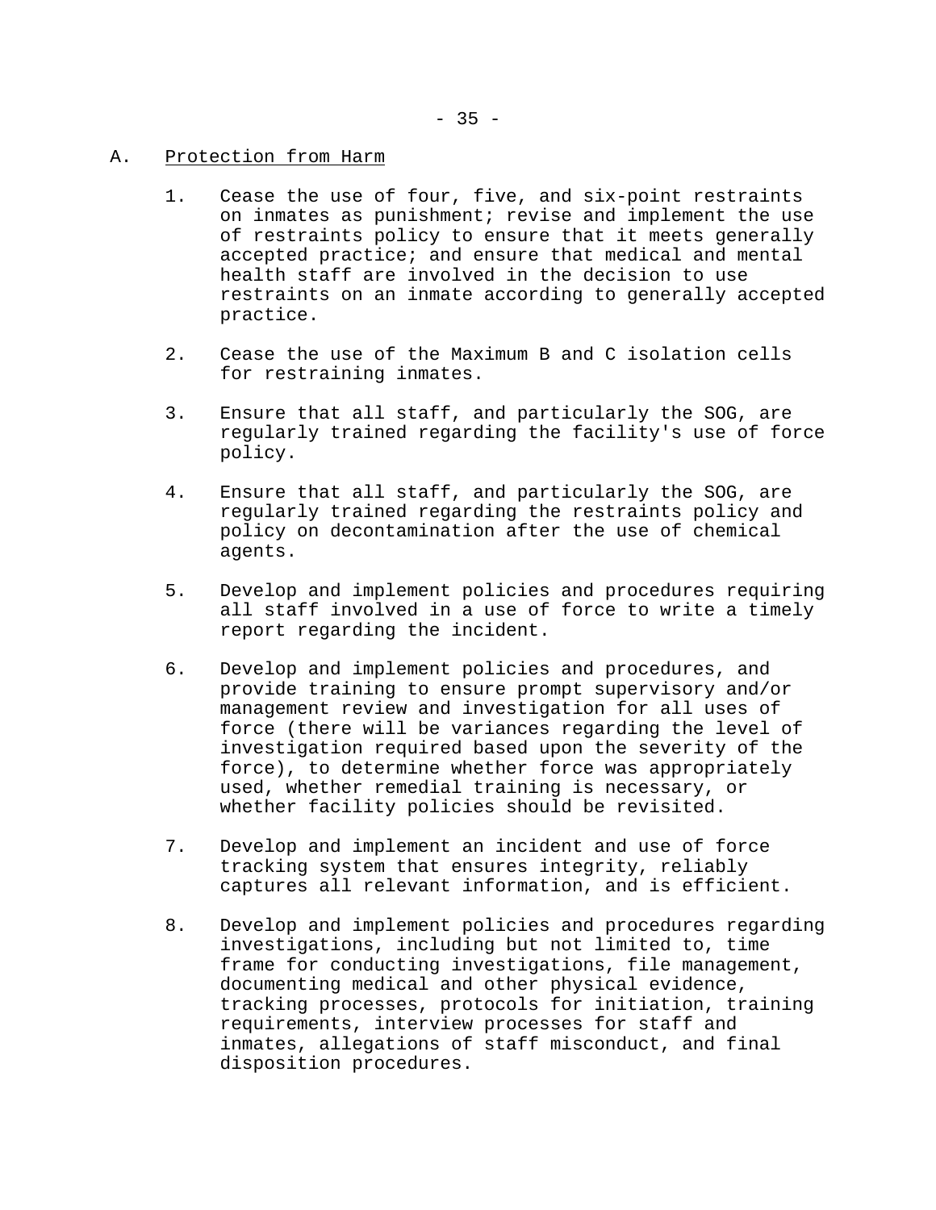A. Protection from Harm

1. Cease the use of four, five, and six-point restraints on inmates as punishment; revise and implement the use of restraints policy to ensure that it meets generally accepted practice; and ensure that medical and mental health staff are involved in the decision to use restraints on an inmate according to generally accepted practice.

2. Cease the use of the Maximum B and C isolation cells for restraining inmates.

3. Ensure that all staff, and particularly the SOG, are regularly trained regarding the facility's use of force policy.

4. Ensure that all staff, and particularly the SOG, are regularly trained regarding the restraints policy and policy on decontamination after the use of chemical agents.

5. Develop and implement policies and procedures requiring all staff involved in a use of force to write a timely report regarding the incident.

6. Develop and implement policies and procedures, and provide training to ensure prompt supervisory and/or management review and investigation for all uses of force (there will be variances regarding the level of investigation required based upon the severity of the force), to determine whether force was appropriately used, whether remedial training is necessary, or whether facility policies should be revisited.

7. Develop and implement an incident and use of force tracking system that ensures integrity, reliably captures all relevant information, and is efficient.

8. Develop and implement policies and procedures regarding investigations, including but not limited to, time frame for conducting investigations, file management, documenting medical and other physical evidence, tracking processes, protocols for initiation, training requirements, interview processes for staff and inmates, allegations of staff misconduct, and final disposition procedures.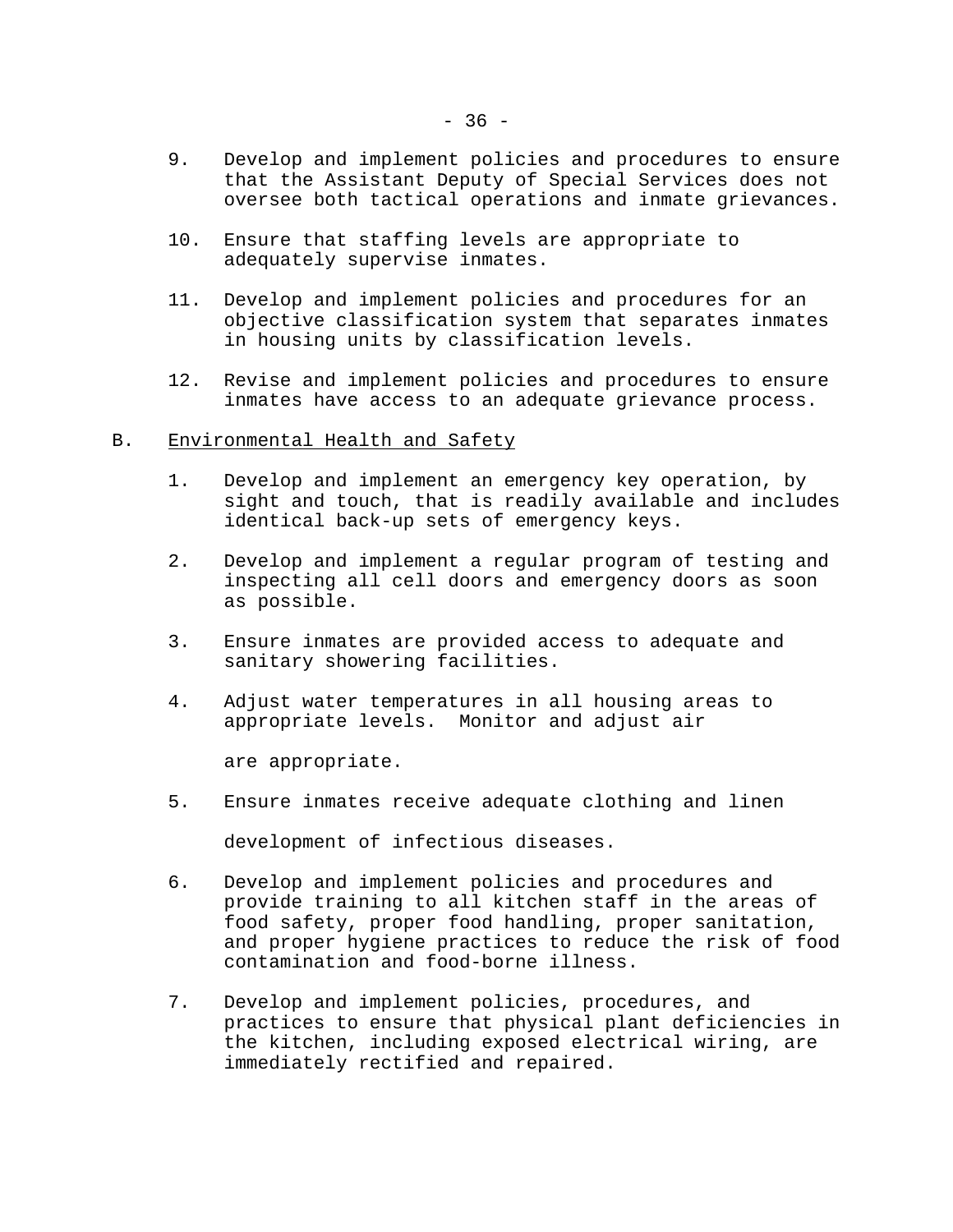9. Develop and implement policies and procedures to ensure that the Assistant Deputy of Special Services does not oversee both tactical operations and inmate grievances.

10. Ensure that staffing levels are appropriate to adequately supervise inmates.

11. Develop and implement policies and procedures for an objective classification system that separates inmates in housing units by classification levels.

12. Revise and implement policies and procedures to ensure inmates have access to an adequate grievance process.

B. <u>Environmental Health and Safety</u>

1. Develop and implement an emergency key operation, by sight and touch, that is readily available and includes identical back-up sets of emergency keys.

2. Develop and implement a regular program of testing and inspecting all cell doors and emergency doors as soon as possible.

3. Ensure inmates are provided access to adequate and sanitary showering facilities.

4. Adjust water temperatures in all housing areas to appropriate levels. Monitor and adjust air

   are appropriate.

5. Ensure inmates receive adequate clothing and linen

   development of infectious diseases.

6. Develop and implement policies and procedures and provide training to all kitchen staff in the areas of food safety, proper food handling, proper sanitation, and proper hygiene practices to reduce the risk of food contamination and food-borne illness.

7. Develop and implement policies, procedures, and practices to ensure that physical plant deficiencies in the kitchen, including exposed electrical wiring, are immediately rectified and repaired.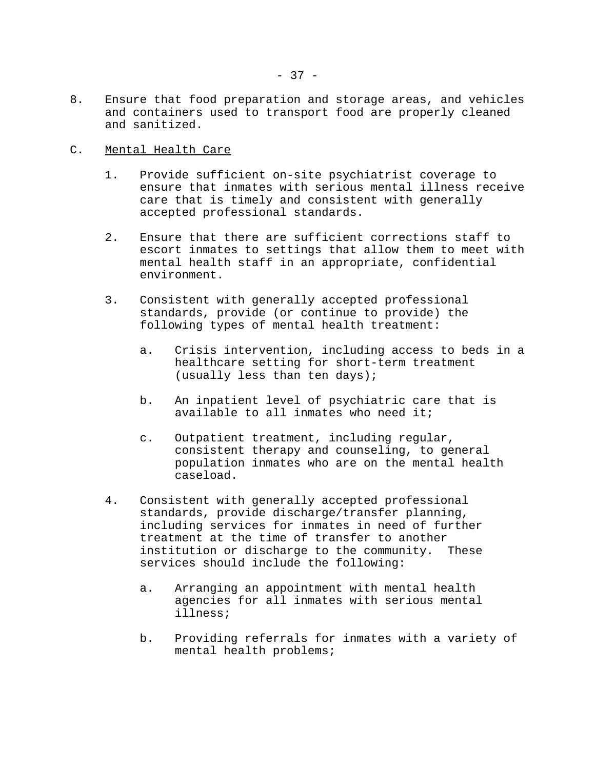8. Ensure that food preparation and storage areas, and vehicles and containers used to transport food are properly cleaned and sanitized.

C. <u>Mental Health Care</u>

   1. Provide sufficient on-site psychiatrist coverage to ensure that inmates with serious mental illness receive care that is timely and consistent with generally accepted professional standards.

   2. Ensure that there are sufficient corrections staff to escort inmates to settings that allow them to meet with mental health staff in an appropriate, confidential environment.

   3. Consistent with generally accepted professional standards, provide (or continue to provide) the following types of mental health treatment:

      a. Crisis intervention, including access to beds in a healthcare setting for short-term treatment (usually less than ten days);

      b. An inpatient level of psychiatric care that is available to all inmates who need it;

      c. Outpatient treatment, including regular, consistent therapy and counseling, to general population inmates who are on the mental health caseload.

   4. Consistent with generally accepted professional standards, provide discharge/transfer planning, including services for inmates in need of further treatment at the time of transfer to another institution or discharge to the community. These services should include the following:

      a. Arranging an appointment with mental health agencies for all inmates with serious mental illness;

      b. Providing referrals for inmates with a variety of mental health problems;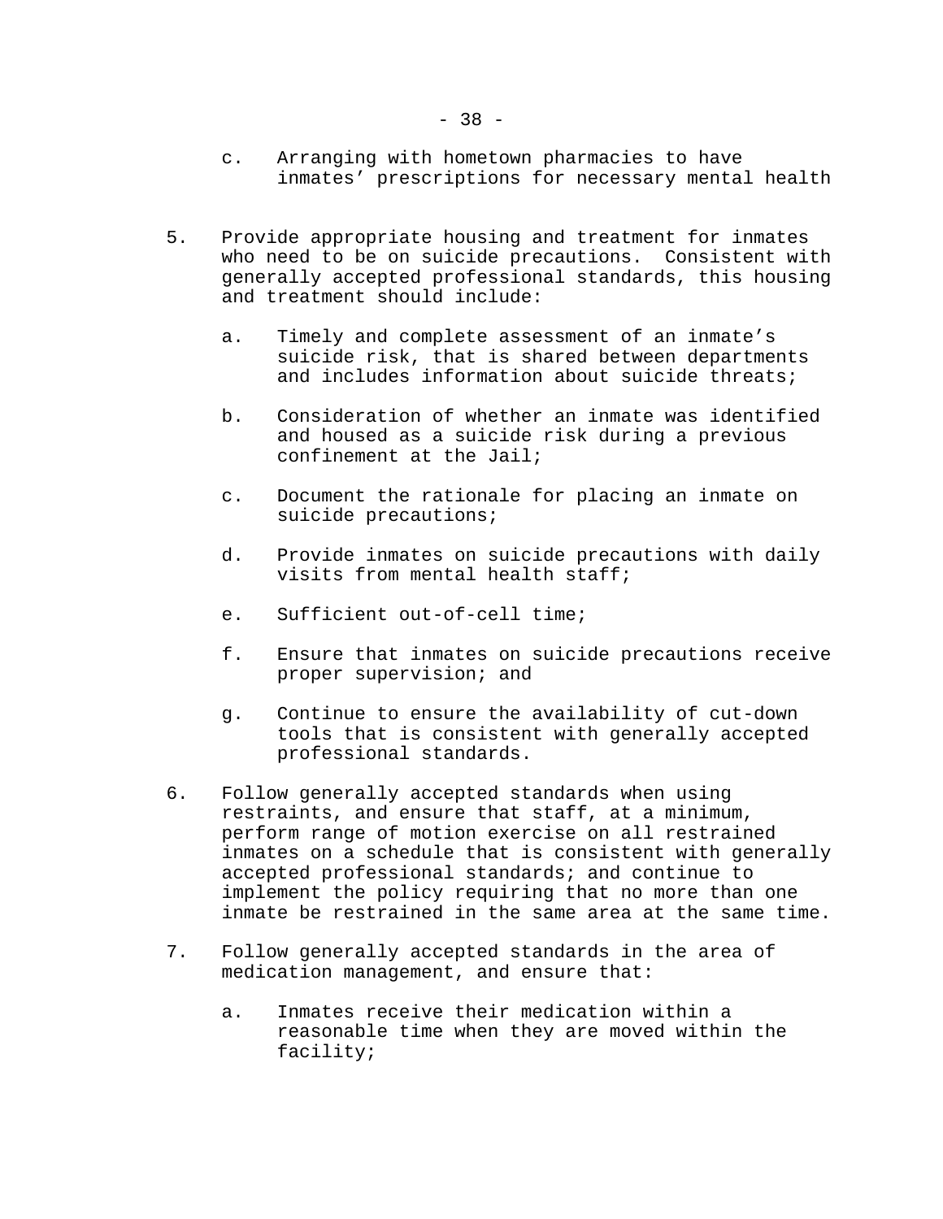c. Arranging with hometown pharmacies to have inmates' prescriptions for necessary mental health

5. Provide appropriate housing and treatment for inmates who need to be on suicide precautions. Consistent with generally accepted professional standards, this housing and treatment should include:

   a. Timely and complete assessment of an inmate's suicide risk, that is shared between departments and includes information about suicide threats;

   b. Consideration of whether an inmate was identified and housed as a suicide risk during a previous confinement at the Jail;

   c. Document the rationale for placing an inmate on suicide precautions;

   d. Provide inmates on suicide precautions with daily visits from mental health staff;

   e. Sufficient out-of-cell time;

   f. Ensure that inmates on suicide precautions receive proper supervision; and

   g. Continue to ensure the availability of cut-down tools that is consistent with generally accepted professional standards.

6. Follow generally accepted standards when using restraints, and ensure that staff, at a minimum, perform range of motion exercise on all restrained inmates on a schedule that is consistent with generally accepted professional standards; and continue to implement the policy requiring that no more than one inmate be restrained in the same area at the same time.

7. Follow generally accepted standards in the area of medication management, and ensure that:

   a. Inmates receive their medication within a reasonable time when they are moved within the facility;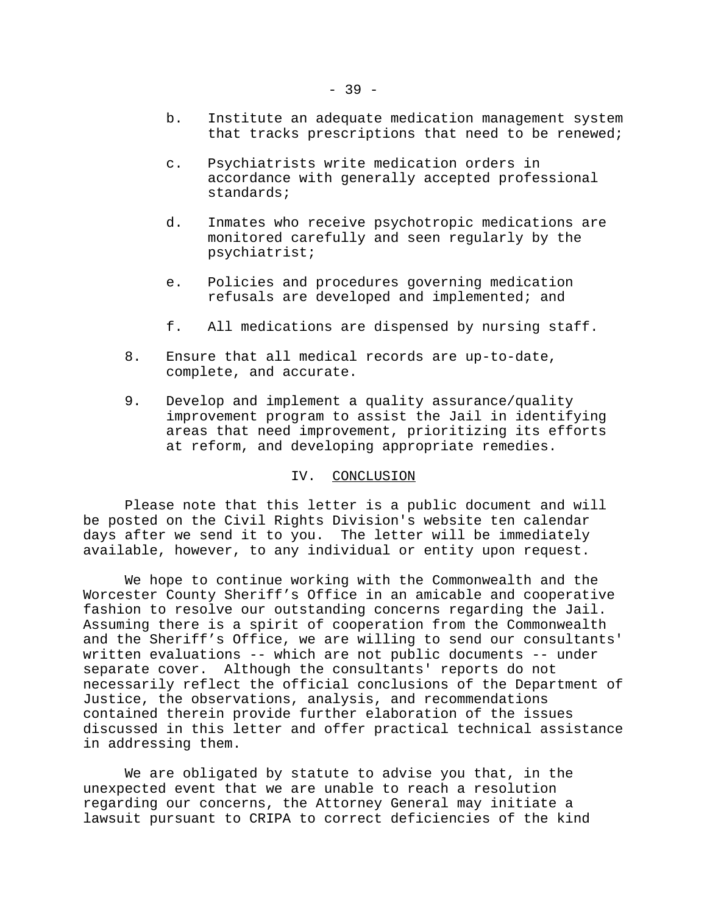b. Institute an adequate medication management system that tracks prescriptions that need to be renewed;

   c. Psychiatrists write medication orders in accordance with generally accepted professional standards;

   d. Inmates who receive psychotropic medications are monitored carefully and seen regularly by the psychiatrist;

   e. Policies and procedures governing medication refusals are developed and implemented; and

   f. All medications are dispensed by nursing staff.

8. Ensure that all medical records are up-to-date, complete, and accurate.

9. Develop and implement a quality assurance/quality improvement program to assist the Jail in identifying areas that need improvement, prioritizing its efforts at reform, and developing appropriate remedies.

## IV. CONCLUSION

Please note that this letter is a public document and will be posted on the Civil Rights Division's website ten calendar days after we send it to you. The letter will be immediately available, however, to any individual or entity upon request.

We hope to continue working with the Commonwealth and the Worcester County Sheriff’s Office in an amicable and cooperative fashion to resolve our outstanding concerns regarding the Jail. Assuming there is a spirit of cooperation from the Commonwealth and the Sheriff’s Office, we are willing to send our consultants' written evaluations -- which are not public documents -- under separate cover. Although the consultants' reports do not necessarily reflect the official conclusions of the Department of Justice, the observations, analysis, and recommendations contained therein provide further elaboration of the issues discussed in this letter and offer practical technical assistance in addressing them.

We are obligated by statute to advise you that, in the unexpected event that we are unable to reach a resolution regarding our concerns, the Attorney General may initiate a lawsuit pursuant to CRIPA to correct deficiencies of the kind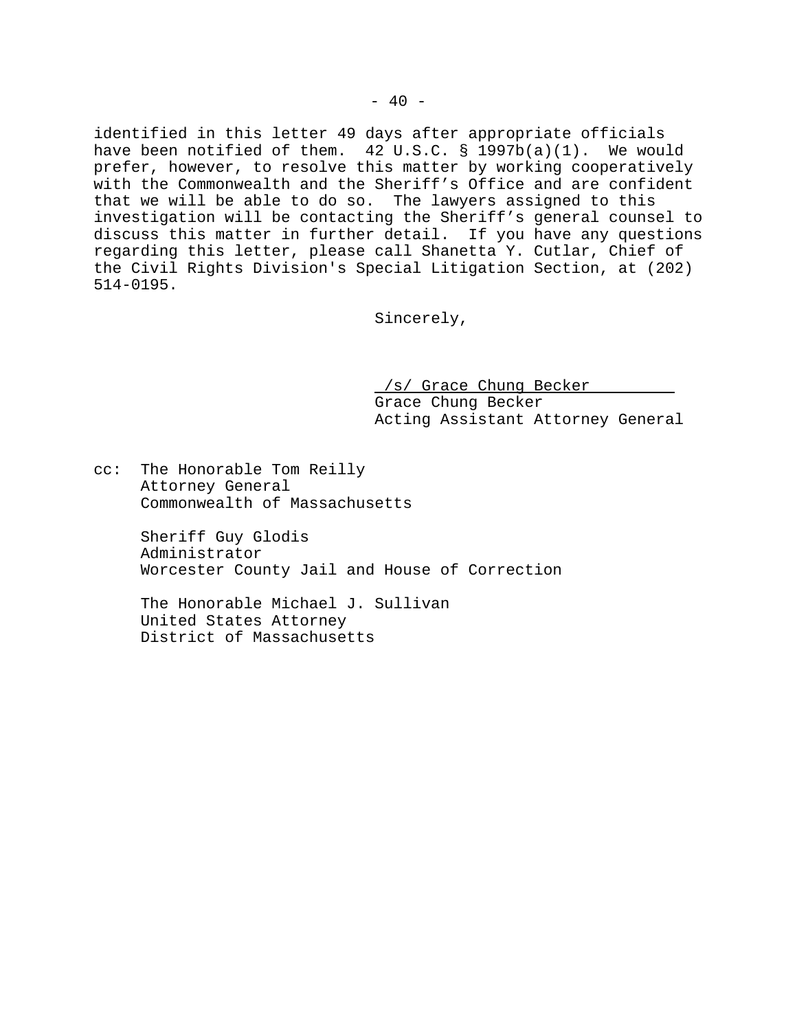identified in this letter 49 days after appropriate officials have been notified of them. 42 U.S.C. § 1997b(a)(1). We would prefer, however, to resolve this matter by working cooperatively with the Commonwealth and the Sheriff's Office and are confident that we will be able to do so. The lawyers assigned to this investigation will be contacting the Sheriff's general counsel to discuss this matter in further detail. If you have any questions regarding this letter, please call Shanetta Y. Cutlar, Chief of the Civil Rights Division's Special Litigation Section, at (202) 514-0195.

Sincerely,

/s/ Grace Chung Becker
Grace Chung Becker
Acting Assistant Attorney General

cc: The Honorable Tom Reilly
Attorney General
Commonwealth of Massachusetts

Sheriff Guy Glodis
Administrator
Worcester County Jail and House of Correction

The Honorable Michael J. Sullivan
United States Attorney
District of Massachusetts